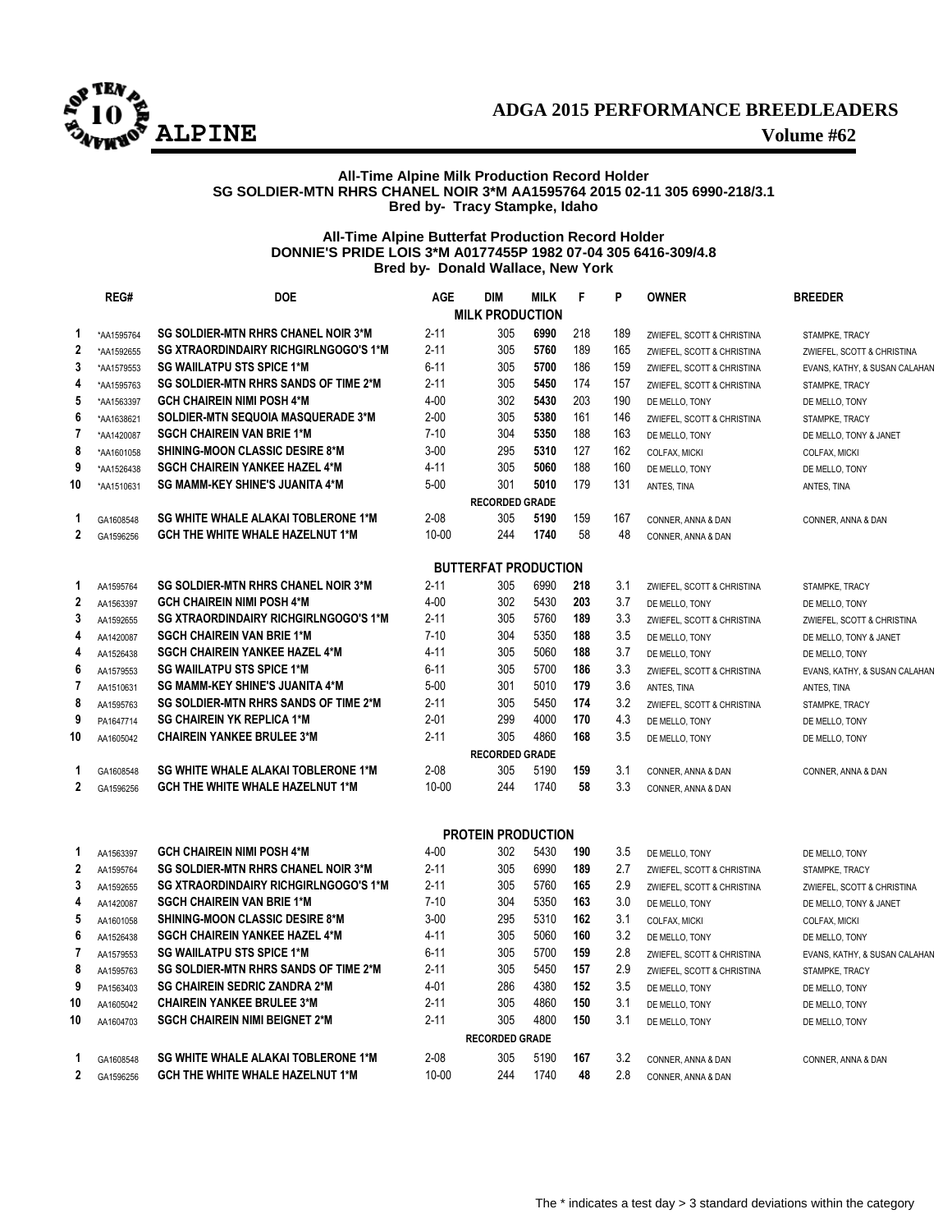# ADGA 2015 PERFORMANCE BREEDLEADERS

## ALPINE

**Volume #62**

**All-Time Alpine Milk Production Record Holder**
**SG SOLDIER-MTN RHRS CHANEL NOIR 3*M AA1595764 2015 02-11 305 6990-218/3.1**
**Bred by- Tracy Stampke, Idaho**

**All-Time Alpine Butterfat Production Record Holder**
**DONNIE'S PRIDE LOIS 3*M A0177455P 1982 07-04 305 6416-309/4.8**
**Bred by- Donald Wallace, New York**

| | REG# | DOE | AGE | DIM | MILK | F | P | OWNER | BREEDER |
|---|---|---|---|---|---|---|---|---|---|
| | | | | **MILK PRODUCTION** | | | | | |
| 1 | *AA1595764 | **SG SOLDIER-MTN RHRS CHANEL NOIR 3*M** | 2-11 | 305 | **6990** | 218 | 189 | ZWIEFEL, SCOTT & CHRISTINA | STAMPKE, TRACY |
| 2 | *AA1592655 | **SG XTRAORDINDAIRY RICHGIRLNGOGO'S 1*M** | 2-11 | 305 | **5760** | 189 | 165 | ZWIEFEL, SCOTT & CHRISTINA | ZWIEFEL, SCOTT & CHRISTINA |
| 3 | *AA1579553 | **SG WAIILATPU STS SPICE 1*M** | 6-11 | 305 | **5700** | 186 | 159 | ZWIEFEL, SCOTT & CHRISTINA | EVANS, KATHY, & SUSAN CALAHAN |
| 4 | *AA1595763 | **SG SOLDIER-MTN RHRS SANDS OF TIME 2*M** | 2-11 | 305 | **5450** | 174 | 157 | ZWIEFEL, SCOTT & CHRISTINA | STAMPKE, TRACY |
| 5 | *AA1563397 | **GCH CHAIREIN NIMI POSH 4*M** | 4-00 | 302 | **5430** | 203 | 190 | DE MELLO, TONY | DE MELLO, TONY |
| 6 | *AA1638621 | **SOLDIER-MTN SEQUOIA MASQUERADE 3*M** | 2-00 | 305 | **5380** | 161 | 146 | ZWIEFEL, SCOTT & CHRISTINA | STAMPKE, TRACY |
| 7 | *AA1420087 | **SGCH CHAIREIN VAN BRIE 1*M** | 7-10 | 304 | **5350** | 188 | 163 | DE MELLO, TONY | DE MELLO, TONY & JANET |
| 8 | *AA1601058 | **SHINING-MOON CLASSIC DESIRE 8*M** | 3-00 | 295 | **5310** | 127 | 162 | COLFAX, MICKI | COLFAX, MICKI |
| 9 | *AA1526438 | **SGCH CHAIREIN YANKEE HAZEL 4*M** | 4-11 | 305 | **5060** | 188 | 160 | DE MELLO, TONY | DE MELLO, TONY |
| 10 | *AA1510631 | **SG MAMM-KEY SHINE'S JUANITA 4*M** | 5-00 | 301 | **5010** | 179 | 131 | ANTES, TINA | ANTES, TINA |
| | | | | **RECORDED GRADE** | | | | | |
| 1 | GA1608548 | **SG WHITE WHALE ALAKAI TOBLERONE 1*M** | 2-08 | 305 | **5190** | 159 | 167 | CONNER, ANNA & DAN | CONNER, ANNA & DAN |
| 2 | GA1596256 | **GCH THE WHITE WHALE HAZELNUT 1*M** | 10-00 | 244 | **1740** | 58 | 48 | CONNER, ANNA & DAN | |

| | REG# | DOE | AGE | DIM | MILK | F | % | OWNER | BREEDER |
|---|---|---|---|---|---|---|---|---|---|
| | | | | **BUTTERFAT PRODUCTION** | | | | | |
| 1 | AA1595764 | **SG SOLDIER-MTN RHRS CHANEL NOIR 3*M** | 2-11 | 305 | 6990 | **218** | 3.1 | ZWIEFEL, SCOTT & CHRISTINA | STAMPKE, TRACY |
| 2 | AA1563397 | **GCH CHAIREIN NIMI POSH 4*M** | 4-00 | 302 | 5430 | **203** | 3.7 | DE MELLO, TONY | DE MELLO, TONY |
| 3 | AA1592655 | **SG XTRAORDINDAIRY RICHGIRLNGOGO'S 1*M** | 2-11 | 305 | 5760 | **189** | 3.3 | ZWIEFEL, SCOTT & CHRISTINA | ZWIEFEL, SCOTT & CHRISTINA |
| 4 | AA1420087 | **SGCH CHAIREIN VAN BRIE 1*M** | 7-10 | 304 | 5350 | **188** | 3.5 | DE MELLO, TONY | DE MELLO, TONY & JANET |
| 4 | AA1526438 | **SGCH CHAIREIN YANKEE HAZEL 4*M** | 4-11 | 305 | 5060 | **188** | 3.7 | DE MELLO, TONY | DE MELLO, TONY |
| 6 | AA1579553 | **SG WAIILATPU STS SPICE 1*M** | 6-11 | 305 | 5700 | **186** | 3.3 | ZWIEFEL, SCOTT & CHRISTINA | EVANS, KATHY, & SUSAN CALAHAN |
| 7 | AA1510631 | **SG MAMM-KEY SHINE'S JUANITA 4*M** | 5-00 | 301 | 5010 | **179** | 3.6 | ANTES, TINA | ANTES, TINA |
| 8 | AA1595763 | **SG SOLDIER-MTN RHRS SANDS OF TIME 2*M** | 2-11 | 305 | 5450 | **174** | 3.2 | ZWIEFEL, SCOTT & CHRISTINA | STAMPKE, TRACY |
| 9 | PA1647714 | **SG CHAIREIN YK REPLICA 1*M** | 2-01 | 299 | 4000 | **170** | 4.3 | DE MELLO, TONY | DE MELLO, TONY |
| 10 | AA1605042 | **CHAIREIN YANKEE BRULEE 3*M** | 2-11 | 305 | 4860 | **168** | 3.5 | DE MELLO, TONY | DE MELLO, TONY |
| | | | | **RECORDED GRADE** | | | | | |
| 1 | GA1608548 | **SG WHITE WHALE ALAKAI TOBLERONE 1*M** | 2-08 | 305 | 5190 | **159** | 3.1 | CONNER, ANNA & DAN | CONNER, ANNA & DAN |
| 2 | GA1596256 | **GCH THE WHITE WHALE HAZELNUT 1*M** | 10-00 | 244 | 1740 | **58** | 3.3 | CONNER, ANNA & DAN | |

| | REG# | DOE | AGE | DIM | MILK | P | % | OWNER | BREEDER |
|---|---|---|---|---|---|---|---|---|---|
| | | | | **PROTEIN PRODUCTION** | | | | | |
| 1 | AA1563397 | **GCH CHAIREIN NIMI POSH 4*M** | 4-00 | 302 | 5430 | **190** | 3.5 | DE MELLO, TONY | DE MELLO, TONY |
| 2 | AA1595764 | **SG SOLDIER-MTN RHRS CHANEL NOIR 3*M** | 2-11 | 305 | 6990 | **189** | 2.7 | ZWIEFEL, SCOTT & CHRISTINA | STAMPKE, TRACY |
| 3 | AA1592655 | **SG XTRAORDINDAIRY RICHGIRLNGOGO'S 1*M** | 2-11 | 305 | 5760 | **165** | 2.9 | ZWIEFEL, SCOTT & CHRISTINA | ZWIEFEL, SCOTT & CHRISTINA |
| 4 | AA1420087 | **SGCH CHAIREIN VAN BRIE 1*M** | 7-10 | 304 | 5350 | **163** | 3.0 | DE MELLO, TONY | DE MELLO, TONY & JANET |
| 5 | AA1601058 | **SHINING-MOON CLASSIC DESIRE 8*M** | 3-00 | 295 | 5310 | **162** | 3.1 | COLFAX, MICKI | COLFAX, MICKI |
| 6 | AA1526438 | **SGCH CHAIREIN YANKEE HAZEL 4*M** | 4-11 | 305 | 5060 | **160** | 3.2 | DE MELLO, TONY | DE MELLO, TONY |
| 7 | AA1579553 | **SG WAIILATPU STS SPICE 1*M** | 6-11 | 305 | 5700 | **159** | 2.8 | ZWIEFEL, SCOTT & CHRISTINA | EVANS, KATHY, & SUSAN CALAHAN |
| 8 | AA1595763 | **SG SOLDIER-MTN RHRS SANDS OF TIME 2*M** | 2-11 | 305 | 5450 | **157** | 2.9 | ZWIEFEL, SCOTT & CHRISTINA | STAMPKE, TRACY |
| 9 | PA1563403 | **SG CHAIREIN SEDRIC ZANDRA 2*M** | 4-01 | 286 | 4380 | **152** | 3.5 | DE MELLO, TONY | DE MELLO, TONY |
| 10 | AA1605042 | **CHAIREIN YANKEE BRULEE 3*M** | 2-11 | 305 | 4860 | **150** | 3.1 | DE MELLO, TONY | DE MELLO, TONY |
| 10 | AA1604703 | **SGCH CHAIREIN NIMI BEIGNET 2*M** | 2-11 | 305 | 4800 | **150** | 3.1 | DE MELLO, TONY | DE MELLO, TONY |
| | | | | **RECORDED GRADE** | | | | | |
| 1 | GA1608548 | **SG WHITE WHALE ALAKAI TOBLERONE 1*M** | 2-08 | 305 | 5190 | **167** | 3.2 | CONNER, ANNA & DAN | CONNER, ANNA & DAN |
| 2 | GA1596256 | **GCH THE WHITE WHALE HAZELNUT 1*M** | 10-00 | 244 | 1740 | **48** | 2.8 | CONNER, ANNA & DAN | |

The * indicates a test day > 3 standard deviations within the category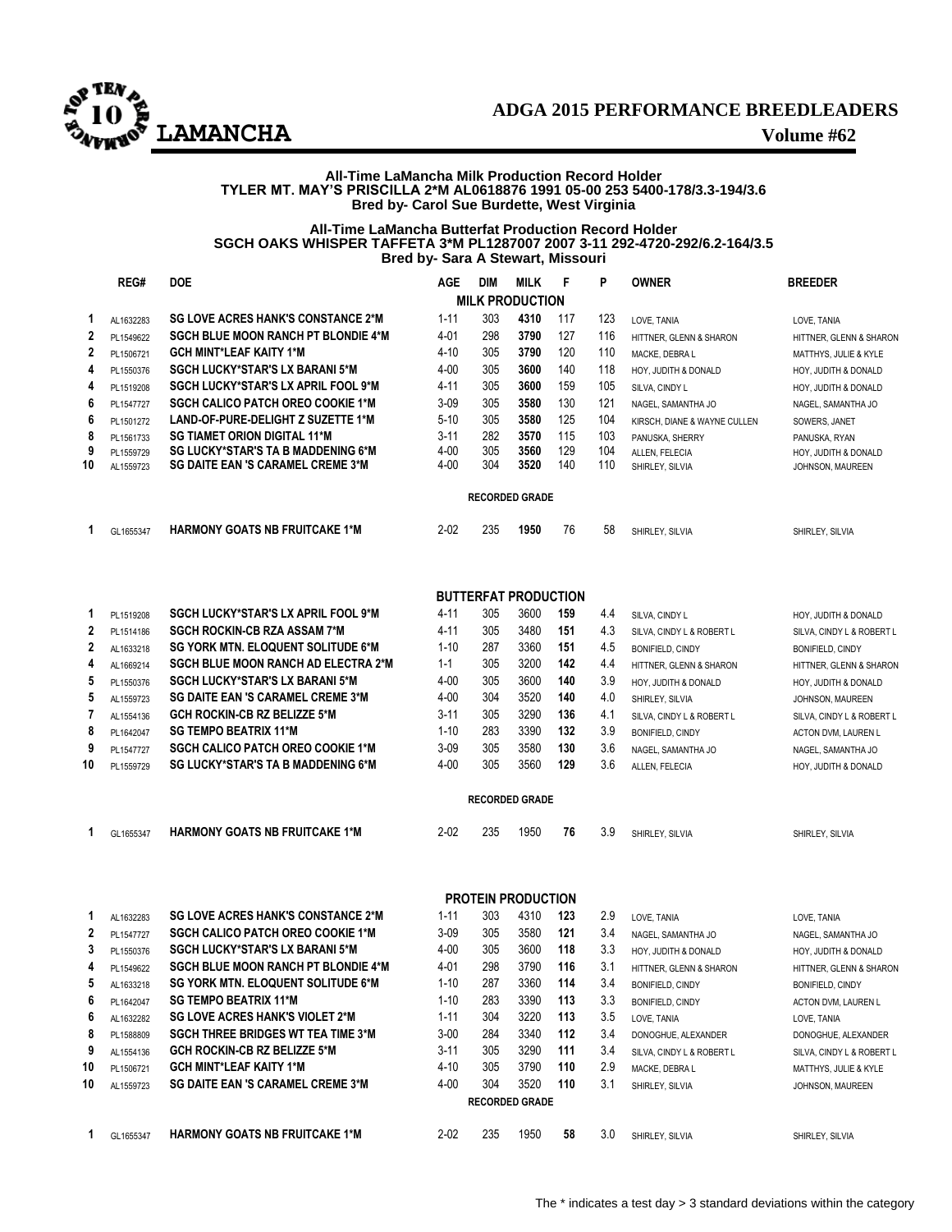# ADGA 2015 PERFORMANCE BREEDLEADERS

## LAMANCHA

**Volume #62**

**All-Time LaMancha Milk Production Record Holder**
**TYLER MT. MAY'S PRISCILLA 2*M AL0618876 1991 05-00 253 5400-178/3.3-194/3.6**
**Bred by- Carol Sue Burdette, West Virginia**

**All-Time LaMancha Butterfat Production Record Holder**
**SGCH OAKS WHISPER TAFFETA 3*M PL1287007 2007 3-11 292-4720-292/6.2-164/3.5**
**Bred by- Sara A Stewart, Missouri**

### MILK PRODUCTION

| | REG# | DOE | AGE | DIM | MILK | F | P | OWNER | BREEDER |
|---|---|---|---|---|---|---|---|---|---|
| 1 | AL1632283 | SG LOVE ACRES HANK'S CONSTANCE 2*M | 1-11 | 303 | **4310** | 117 | 123 | LOVE, TANIA | LOVE, TANIA |
| 2 | PL1549622 | SGCH BLUE MOON RANCH PT BLONDIE 4*M | 4-01 | 298 | **3790** | 127 | 116 | HITTNER, GLENN & SHARON | HITTNER, GLENN & SHARON |
| 2 | PL1506721 | GCH MINT*LEAF KAITY 1*M | 4-10 | 305 | **3790** | 120 | 110 | MACKE, DEBRA L | MATTHYS, JULIE & KYLE |
| 4 | PL1550376 | SGCH LUCKY*STAR'S LX BARANI 5*M | 4-00 | 305 | **3600** | 140 | 118 | HOY, JUDITH & DONALD | HOY, JUDITH & DONALD |
| 4 | PL1519208 | SGCH LUCKY*STAR'S LX APRIL FOOL 9*M | 4-11 | 305 | **3600** | 159 | 105 | SILVA, CINDY L | HOY, JUDITH & DONALD |
| 6 | PL1547727 | SGCH CALICO PATCH OREO COOKIE 1*M | 3-09 | 305 | **3580** | 130 | 121 | NAGEL, SAMANTHA JO | NAGEL, SAMANTHA JO |
| 6 | PL1501272 | LAND-OF-PURE-DELIGHT Z SUZETTE 1*M | 5-10 | 305 | **3580** | 125 | 104 | KIRSCH, DIANE & WAYNE CULLEN | SOWERS, JANET |
| 8 | PL1561733 | SG TIAMET ORION DIGITAL 11*M | 3-11 | 282 | **3570** | 115 | 103 | PANUSKA, SHERRY | PANUSKA, RYAN |
| 9 | PL1559729 | SG LUCKY*STAR'S TA B MADDENING 6*M | 4-00 | 305 | **3560** | 129 | 104 | ALLEN, FELECIA | HOY, JUDITH & DONALD |
| 10 | AL1559723 | SG DAITE EAN 'S CARAMEL CREME 3*M | 4-00 | 304 | **3520** | 140 | 110 | SHIRLEY, SILVIA | JOHNSON, MAUREEN |

**RECORDED GRADE**

| | REG# | DOE | AGE | DIM | MILK | F | P | OWNER | BREEDER |
|---|---|---|---|---|---|---|---|---|---|
| 1 | GL1655347 | HARMONY GOATS NB FRUITCAKE 1*M | 2-02 | 235 | **1950** | 76 | 58 | SHIRLEY, SILVIA | SHIRLEY, SILVIA |

### BUTTERFAT PRODUCTION

| | REG# | DOE | AGE | DIM | MILK | F | % | OWNER | BREEDER |
|---|---|---|---|---|---|---|---|---|---|
| 1 | PL1519208 | SGCH LUCKY*STAR'S LX APRIL FOOL 9*M | 4-11 | 305 | 3600 | **159** | 4.4 | SILVA, CINDY L | HOY, JUDITH & DONALD |
| 2 | PL1514186 | SGCH ROCKIN-CB RZA ASSAM 7*M | 4-11 | 305 | 3480 | **151** | 4.3 | SILVA, CINDY L & ROBERT L | SILVA, CINDY L & ROBERT L |
| 2 | AL1633218 | SG YORK MTN. ELOQUENT SOLITUDE 6*M | 1-10 | 287 | 3360 | **151** | 4.5 | BONIFIELD, CINDY | BONIFIELD, CINDY |
| 4 | AL1669214 | SGCH BLUE MOON RANCH AD ELECTRA 2*M | 1-1 | 305 | 3200 | **142** | 4.4 | HITTNER, GLENN & SHARON | HITTNER, GLENN & SHARON |
| 5 | PL1550376 | SGCH LUCKY*STAR'S LX BARANI 5*M | 4-00 | 305 | 3600 | **140** | 3.9 | HOY, JUDITH & DONALD | HOY, JUDITH & DONALD |
| 5 | AL1559723 | SG DAITE EAN 'S CARAMEL CREME 3*M | 4-00 | 304 | 3520 | **140** | 4.0 | SHIRLEY, SILVIA | JOHNSON, MAUREEN |
| 7 | AL1554136 | GCH ROCKIN-CB RZ BELIZZE 5*M | 3-11 | 305 | 3290 | **136** | 4.1 | SILVA, CINDY L & ROBERT L | SILVA, CINDY L & ROBERT L |
| 8 | PL1642047 | SG TEMPO BEATRIX 11*M | 1-10 | 283 | 3390 | **132** | 3.9 | BONIFIELD, CINDY | ACTON DVM, LAUREN L |
| 9 | PL1547727 | SGCH CALICO PATCH OREO COOKIE 1*M | 3-09 | 305 | 3580 | **130** | 3.6 | NAGEL, SAMANTHA JO | NAGEL, SAMANTHA JO |
| 10 | PL1559729 | SG LUCKY*STAR'S TA B MADDENING 6*M | 4-00 | 305 | 3560 | **129** | 3.6 | ALLEN, FELECIA | HOY, JUDITH & DONALD |

**RECORDED GRADE**

| | REG# | DOE | AGE | DIM | MILK | F | % | OWNER | BREEDER |
|---|---|---|---|---|---|---|---|---|---|
| 1 | GL1655347 | HARMONY GOATS NB FRUITCAKE 1*M | 2-02 | 235 | 1950 | **76** | 3.9 | SHIRLEY, SILVIA | SHIRLEY, SILVIA |

### PROTEIN PRODUCTION

| | REG# | DOE | AGE | DIM | MILK | P | % | OWNER | BREEDER |
|---|---|---|---|---|---|---|---|---|---|
| 1 | AL1632283 | SG LOVE ACRES HANK'S CONSTANCE 2*M | 1-11 | 303 | 4310 | **123** | 2.9 | LOVE, TANIA | LOVE, TANIA |
| 2 | PL1547727 | SGCH CALICO PATCH OREO COOKIE 1*M | 3-09 | 305 | 3580 | **121** | 3.4 | NAGEL, SAMANTHA JO | NAGEL, SAMANTHA JO |
| 3 | PL1550376 | SGCH LUCKY*STAR'S LX BARANI 5*M | 4-00 | 305 | 3600 | **118** | 3.3 | HOY, JUDITH & DONALD | HOY, JUDITH & DONALD |
| 4 | PL1549622 | SGCH BLUE MOON RANCH PT BLONDIE 4*M | 4-01 | 298 | 3790 | **116** | 3.1 | HITTNER, GLENN & SHARON | HITTNER, GLENN & SHARON |
| 5 | AL1633218 | SG YORK MTN. ELOQUENT SOLITUDE 6*M | 1-10 | 287 | 3360 | **114** | 3.4 | BONIFIELD, CINDY | BONIFIELD, CINDY |
| 6 | PL1642047 | SG TEMPO BEATRIX 11*M | 1-10 | 283 | 3390 | **113** | 3.3 | BONIFIELD, CINDY | ACTON DVM, LAUREN L |
| 6 | AL1632282 | SG LOVE ACRES HANK'S VIOLET 2*M | 1-11 | 304 | 3220 | **113** | 3.5 | LOVE, TANIA | LOVE, TANIA |
| 8 | PL1588809 | SGCH THREE BRIDGES WT TEA TIME 3*M | 3-00 | 284 | 3340 | **112** | 3.4 | DONOGHUE, ALEXANDER | DONOGHUE, ALEXANDER |
| 9 | AL1554136 | GCH ROCKIN-CB RZ BELIZZE 5*M | 3-11 | 305 | 3290 | **111** | 3.4 | SILVA, CINDY L & ROBERT L | SILVA, CINDY L & ROBERT L |
| 10 | PL1506721 | GCH MINT*LEAF KAITY 1*M | 4-10 | 305 | 3790 | **110** | 2.9 | MACKE, DEBRA L | MATTHYS, JULIE & KYLE |
| 10 | AL1559723 | SG DAITE EAN 'S CARAMEL CREME 3*M | 4-00 | 304 | 3520 | **110** | 3.1 | SHIRLEY, SILVIA | JOHNSON, MAUREEN |

**RECORDED GRADE**

| | REG# | DOE | AGE | DIM | MILK | P | % | OWNER | BREEDER |
|---|---|---|---|---|---|---|---|---|---|
| 1 | GL1655347 | HARMONY GOATS NB FRUITCAKE 1*M | 2-02 | 235 | 1950 | **58** | 3.0 | SHIRLEY, SILVIA | SHIRLEY, SILVIA |

The * indicates a test day > 3 standard deviations within the category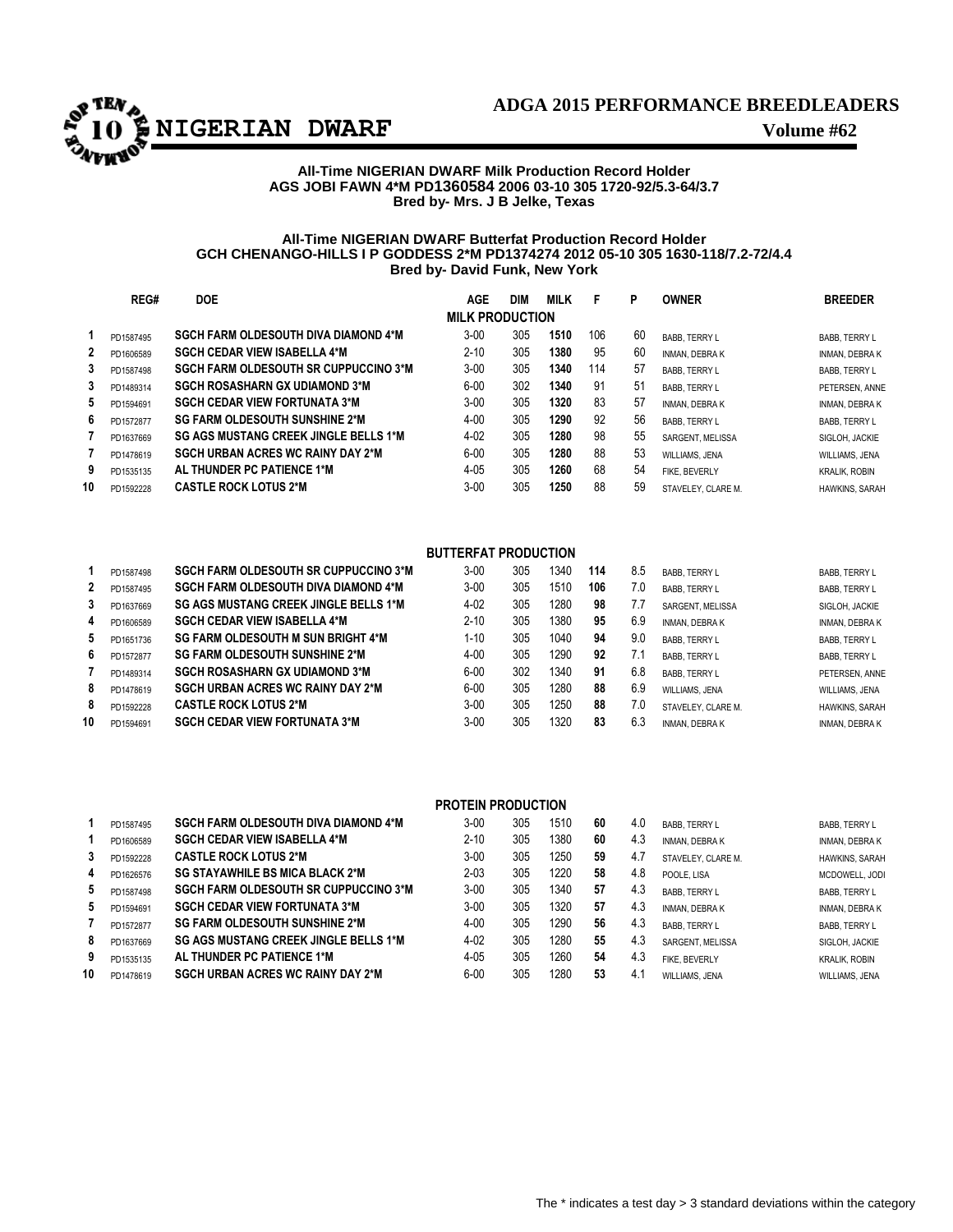# ADGA 2015 PERFORMANCE BREEDLEADERS

## NIGERIAN DWARF

Volume #62

**All-Time NIGERIAN DWARF Milk Production Record Holder**
**AGS JOBI FAWN 4*M PD1360584 2006 03-10 305 1720-92/5.3-64/3.7**
**Bred by- Mrs. J B Jelke, Texas**

**All-Time NIGERIAN DWARF Butterfat Production Record Holder**
**GCH CHENANGO-HILLS I P GODDESS 2*M PD1374274 2012 05-10 305 1630-118/7.2-72/4.4**
**Bred by- David Funk, New York**

### MILK PRODUCTION

| | REG# | DOE | AGE | DIM | MILK | F | P | OWNER | BREEDER |
|---|---|---|---|---|---|---|---|---|---|
| 1 | PD1587495 | SGCH FARM OLDESOUTH DIVA DIAMOND 4*M | 3-00 | 305 | **1510** | 106 | 60 | BABB, TERRY L | BABB, TERRY L |
| 2 | PD1606589 | SGCH CEDAR VIEW ISABELLA 4*M | 2-10 | 305 | **1380** | 95 | 60 | INMAN, DEBRA K | INMAN, DEBRA K |
| 3 | PD1587498 | SGCH FARM OLDESOUTH SR CUPPUCCINO 3*M | 3-00 | 305 | **1340** | 114 | 57 | BABB, TERRY L | BABB, TERRY L |
| 3 | PD1489314 | SGCH ROSASHARN GX UDIAMOND 3*M | 6-00 | 302 | **1340** | 91 | 51 | BABB, TERRY L | PETERSEN, ANNE |
| 5 | PD1594691 | SGCH CEDAR VIEW FORTUNATA 3*M | 3-00 | 305 | **1320** | 83 | 57 | INMAN, DEBRA K | INMAN, DEBRA K |
| 6 | PD1572877 | SG FARM OLDESOUTH SUNSHINE 2*M | 4-00 | 305 | **1290** | 92 | 56 | BABB, TERRY L | BABB, TERRY L |
| 7 | PD1637669 | SG AGS MUSTANG CREEK JINGLE BELLS 1*M | 4-02 | 305 | **1280** | 98 | 55 | SARGENT, MELISSA | SIGLOH, JACKIE |
| 7 | PD1478619 | SGCH URBAN ACRES WC RAINY DAY 2*M | 6-00 | 305 | **1280** | 88 | 53 | WILLIAMS, JENA | WILLIAMS, JENA |
| 9 | PD1535135 | AL THUNDER PC PATIENCE 1*M | 4-05 | 305 | **1260** | 68 | 54 | FIKE, BEVERLY | KRALIK, ROBIN |
| 10 | PD1592228 | CASTLE ROCK LOTUS 2*M | 3-00 | 305 | **1250** | 88 | 59 | STAVELEY, CLARE M. | HAWKINS, SARAH |

### BUTTERFAT PRODUCTION

| | REG# | DOE | AGE | DIM | MILK | F | % | OWNER | BREEDER |
|---|---|---|---|---|---|---|---|---|---|
| 1 | PD1587498 | SGCH FARM OLDESOUTH SR CUPPUCCINO 3*M | 3-00 | 305 | 1340 | **114** | 8.5 | BABB, TERRY L | BABB, TERRY L |
| 2 | PD1587495 | SGCH FARM OLDESOUTH DIVA DIAMOND 4*M | 3-00 | 305 | 1510 | **106** | 7.0 | BABB, TERRY L | BABB, TERRY L |
| 3 | PD1637669 | SG AGS MUSTANG CREEK JINGLE BELLS 1*M | 4-02 | 305 | 1280 | **98** | 7.7 | SARGENT, MELISSA | SIGLOH, JACKIE |
| 4 | PD1606589 | SGCH CEDAR VIEW ISABELLA 4*M | 2-10 | 305 | 1380 | **95** | 6.9 | INMAN, DEBRA K | INMAN, DEBRA K |
| 5 | PD1651736 | SG FARM OLDESOUTH M SUN BRIGHT 4*M | 1-10 | 305 | 1040 | **94** | 9.0 | BABB, TERRY L | BABB, TERRY L |
| 6 | PD1572877 | SG FARM OLDESOUTH SUNSHINE 2*M | 4-00 | 305 | 1290 | **92** | 7.1 | BABB, TERRY L | BABB, TERRY L |
| 7 | PD1489314 | SGCH ROSASHARN GX UDIAMOND 3*M | 6-00 | 302 | 1340 | **91** | 6.8 | BABB, TERRY L | PETERSEN, ANNE |
| 8 | PD1478619 | SGCH URBAN ACRES WC RAINY DAY 2*M | 6-00 | 305 | 1280 | **88** | 6.9 | WILLIAMS, JENA | WILLIAMS, JENA |
| 8 | PD1592228 | CASTLE ROCK LOTUS 2*M | 3-00 | 305 | 1250 | **88** | 7.0 | STAVELEY, CLARE M. | HAWKINS, SARAH |
| 10 | PD1594691 | SGCH CEDAR VIEW FORTUNATA 3*M | 3-00 | 305 | 1320 | **83** | 6.3 | INMAN, DEBRA K | INMAN, DEBRA K |

### PROTEIN PRODUCTION

| | REG# | DOE | AGE | DIM | MILK | P | % | OWNER | BREEDER |
|---|---|---|---|---|---|---|---|---|---|
| 1 | PD1587495 | SGCH FARM OLDESOUTH DIVA DIAMOND 4*M | 3-00 | 305 | 1510 | **60** | 4.0 | BABB, TERRY L | BABB, TERRY L |
| 1 | PD1606589 | SGCH CEDAR VIEW ISABELLA 4*M | 2-10 | 305 | 1380 | **60** | 4.3 | INMAN, DEBRA K | INMAN, DEBRA K |
| 3 | PD1592228 | CASTLE ROCK LOTUS 2*M | 3-00 | 305 | 1250 | **59** | 4.7 | STAVELEY, CLARE M. | HAWKINS, SARAH |
| 4 | PD1626576 | SG STAYAWHILE BS MICA BLACK 2*M | 2-03 | 305 | 1220 | **58** | 4.8 | POOLE, LISA | MCDOWELL, JODI |
| 5 | PD1587498 | SGCH FARM OLDESOUTH SR CUPPUCCINO 3*M | 3-00 | 305 | 1340 | **57** | 4.3 | BABB, TERRY L | BABB, TERRY L |
| 5 | PD1594691 | SGCH CEDAR VIEW FORTUNATA 3*M | 3-00 | 305 | 1320 | **57** | 4.3 | INMAN, DEBRA K | INMAN, DEBRA K |
| 7 | PD1572877 | SG FARM OLDESOUTH SUNSHINE 2*M | 4-00 | 305 | 1290 | **56** | 4.3 | BABB, TERRY L | BABB, TERRY L |
| 8 | PD1637669 | SG AGS MUSTANG CREEK JINGLE BELLS 1*M | 4-02 | 305 | 1280 | **55** | 4.3 | SARGENT, MELISSA | SIGLOH, JACKIE |
| 9 | PD1535135 | AL THUNDER PC PATIENCE 1*M | 4-05 | 305 | 1260 | **54** | 4.3 | FIKE, BEVERLY | KRALIK, ROBIN |
| 10 | PD1478619 | SGCH URBAN ACRES WC RAINY DAY 2*M | 6-00 | 305 | 1280 | **53** | 4.1 | WILLIAMS, JENA | WILLIAMS, JENA |

The * indicates a test day > 3 standard deviations within the category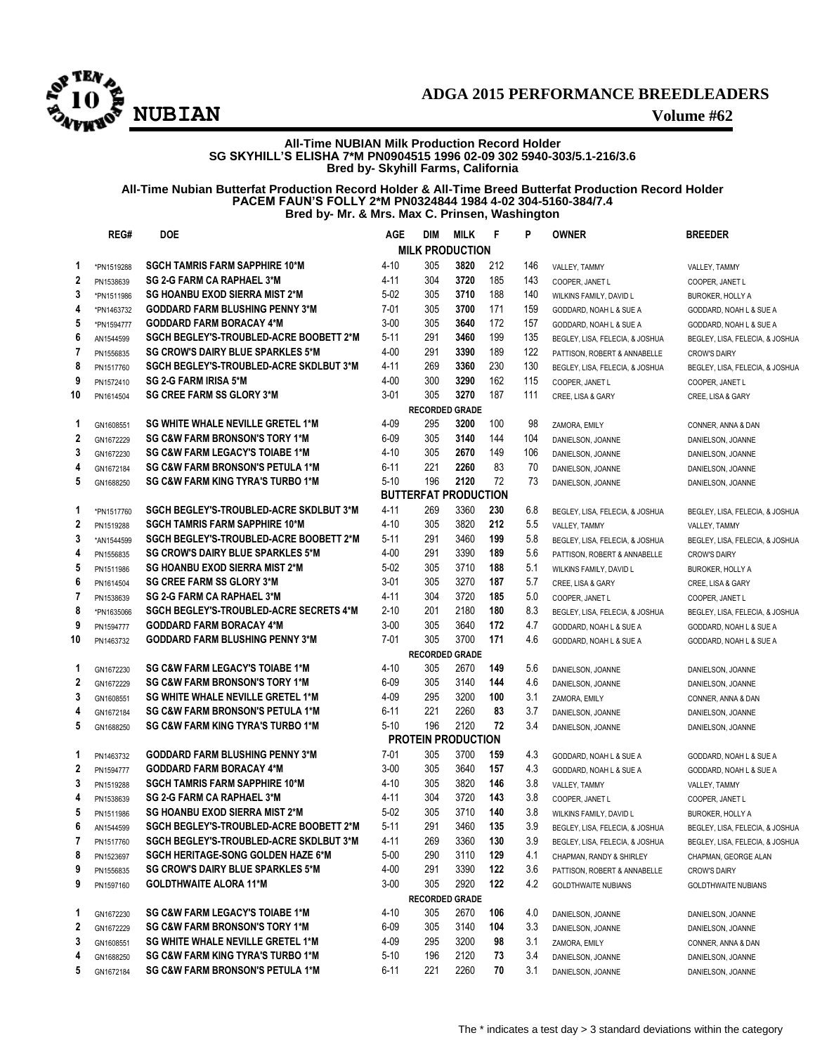# ADGA 2015 PERFORMANCE BREEDLEADERS

## NUBIAN

**Volume #62**

**All-Time NUBIAN Milk Production Record Holder**
**SG SKYHILL'S ELISHA 7*M PN0904515 1996 02-09 302 5940-303/5.1-216/3.6**
**Bred by- Skyhill Farms, California**

**All-Time Nubian Butterfat Production Record Holder & All-Time Breed Butterfat Production Record Holder**
**PACEM FAUN'S FOLLY 2*M PN0324844 1984 4-02 304-5160-384/7.4**
**Bred by- Mr. & Mrs. Max C. Prinsen, Washington**

| | REG# | DOE | AGE | DIM | MILK | F | P | OWNER | BREEDER |
|---|---|---|---|---|---|---|---|---|---|
| | | | | | **MILK PRODUCTION** | | | | |
| 1 | *PN1519288 | SGCH TAMRIS FARM SAPPHIRE 10*M | 4-10 | 305 | **3820** | 212 | 146 | VALLEY, TAMMY | VALLEY, TAMMY |
| 2 | PN1538639 | SG 2-G FARM CA RAPHAEL 3*M | 4-11 | 304 | **3720** | 185 | 143 | COOPER, JANET L | COOPER, JANET L |
| 3 | *PN1511986 | SG HOANBU EXOD SIERRA MIST 2*M | 5-02 | 305 | **3710** | 188 | 140 | WILKINS FAMILY, DAVID L | BUROKER, HOLLY A |
| 4 | *PN1463732 | GODDARD FARM BLUSHING PENNY 3*M | 7-01 | 305 | **3700** | 171 | 159 | GODDARD, NOAH L & SUE A | GODDARD, NOAH L & SUE A |
| 5 | *PN1594777 | GODDARD FARM BORACAY 4*M | 3-00 | 305 | **3640** | 172 | 157 | GODDARD, NOAH L & SUE A | GODDARD, NOAH L & SUE A |
| 6 | AN1544599 | SGCH BEGLEY'S-TROUBLED-ACRE BOOBETT 2*M | 5-11 | 291 | **3460** | 199 | 135 | BEGLEY, LISA, FELECIA, & JOSHUA | BEGLEY, LISA, FELECIA, & JOSHUA |
| 7 | PN1556835 | SG CROW'S DAIRY BLUE SPARKLES 5*M | 4-00 | 291 | **3390** | 189 | 122 | PATTISON, ROBERT & ANNABELLE | CROW'S DAIRY |
| 8 | PN1517760 | SGCH BEGLEY'S-TROUBLED-ACRE SKDLBUT 3*M | 4-11 | 269 | **3360** | 230 | 130 | BEGLEY, LISA, FELECIA, & JOSHUA | BEGLEY, LISA, FELECIA, & JOSHUA |
| 9 | PN1572410 | SG 2-G FARM IRISA 5*M | 4-00 | 300 | **3290** | 162 | 115 | COOPER, JANET L | COOPER, JANET L |
| 10 | PN1614504 | SG CREE FARM SS GLORY 3*M | 3-01 | 305 | **3270** | 187 | 111 | CREE, LISA & GARY | CREE, LISA & GARY |
| | | | | | **RECORDED GRADE** | | | | |
| 1 | GN1608551 | SG WHITE WHALE NEVILLE GRETEL 1*M | 4-09 | 295 | **3200** | 100 | 98 | ZAMORA, EMILY | CONNER, ANNA & DAN |
| 2 | GN1672229 | SG C&W FARM BRONSON'S TORY 1*M | 6-09 | 305 | **3140** | 144 | 104 | DANIELSON, JOANNE | DANIELSON, JOANNE |
| 3 | GN1672230 | SG C&W FARM LEGACY'S TOIABE 1*M | 4-10 | 305 | **2670** | 149 | 106 | DANIELSON, JOANNE | DANIELSON, JOANNE |
| 4 | GN1672184 | SG C&W FARM BRONSON'S PETULA 1*M | 6-11 | 221 | **2260** | 83 | 70 | DANIELSON, JOANNE | DANIELSON, JOANNE |
| 5 | GN1688250 | SG C&W FARM KING TYRA'S TURBO 1*M | 5-10 | 196 | **2120** | 72 | 73 | DANIELSON, JOANNE | DANIELSON, JOANNE |
| | | | | | **BUTTERFAT PRODUCTION** | | | | |
| 1 | *PN1517760 | SGCH BEGLEY'S-TROUBLED-ACRE SKDLBUT 3*M | 4-11 | 269 | 3360 | **230** | 6.8 | BEGLEY, LISA, FELECIA, & JOSHUA | BEGLEY, LISA, FELECIA, & JOSHUA |
| 2 | PN1519288 | SGCH TAMRIS FARM SAPPHIRE 10*M | 4-10 | 305 | 3820 | **212** | 5.5 | VALLEY, TAMMY | VALLEY, TAMMY |
| 3 | *AN1544599 | SGCH BEGLEY'S-TROUBLED-ACRE BOOBETT 2*M | 5-11 | 291 | 3460 | **199** | 5.8 | BEGLEY, LISA, FELECIA, & JOSHUA | BEGLEY, LISA, FELECIA, & JOSHUA |
| 4 | PN1556835 | SG CROW'S DAIRY BLUE SPARKLES 5*M | 4-00 | 291 | 3390 | **189** | 5.6 | PATTISON, ROBERT & ANNABELLE | CROW'S DAIRY |
| 5 | PN1511986 | SG HOANBU EXOD SIERRA MIST 2*M | 5-02 | 305 | 3710 | **188** | 5.1 | WILKINS FAMILY, DAVID L | BUROKER, HOLLY A |
| 6 | PN1614504 | SG CREE FARM SS GLORY 3*M | 3-01 | 305 | 3270 | **187** | 5.7 | CREE, LISA & GARY | CREE, LISA & GARY |
| 7 | PN1538639 | SG 2-G FARM CA RAPHAEL 3*M | 4-11 | 304 | 3720 | **185** | 5.0 | COOPER, JANET L | COOPER, JANET L |
| 8 | *PN1635066 | SGCH BEGLEY'S-TROUBLED-ACRE SECRETS 4*M | 2-10 | 201 | 2180 | **180** | 8.3 | BEGLEY, LISA, FELECIA, & JOSHUA | BEGLEY, LISA, FELECIA, & JOSHUA |
| 9 | PN1594777 | GODDARD FARM BORACAY 4*M | 3-00 | 305 | 3640 | **172** | 4.7 | GODDARD, NOAH L & SUE A | GODDARD, NOAH L & SUE A |
| 10 | PN1463732 | GODDARD FARM BLUSHING PENNY 3*M | 7-01 | 305 | 3700 | **171** | 4.6 | GODDARD, NOAH L & SUE A | GODDARD, NOAH L & SUE A |
| | | | | | **RECORDED GRADE** | | | | |
| 1 | GN1672230 | SG C&W FARM LEGACY'S TOIABE 1*M | 4-10 | 305 | 2670 | **149** | 5.6 | DANIELSON, JOANNE | DANIELSON, JOANNE |
| 2 | GN1672229 | SG C&W FARM BRONSON'S TORY 1*M | 6-09 | 305 | 3140 | **144** | 4.6 | DANIELSON, JOANNE | DANIELSON, JOANNE |
| 3 | GN1608551 | SG WHITE WHALE NEVILLE GRETEL 1*M | 4-09 | 295 | 3200 | **100** | 3.1 | ZAMORA, EMILY | CONNER, ANNA & DAN |
| 4 | GN1672184 | SG C&W FARM BRONSON'S PETULA 1*M | 6-11 | 221 | 2260 | **83** | 3.7 | DANIELSON, JOANNE | DANIELSON, JOANNE |
| 5 | GN1688250 | SG C&W FARM KING TYRA'S TURBO 1*M | 5-10 | 196 | 2120 | **72** | 3.4 | DANIELSON, JOANNE | DANIELSON, JOANNE |
| | | | | | **PROTEIN PRODUCTION** | | | | |
| 1 | PN1463732 | GODDARD FARM BLUSHING PENNY 3*M | 7-01 | 305 | 3700 | **159** | 4.3 | GODDARD, NOAH L & SUE A | GODDARD, NOAH L & SUE A |
| 2 | PN1594777 | GODDARD FARM BORACAY 4*M | 3-00 | 305 | 3640 | **157** | 4.3 | GODDARD, NOAH L & SUE A | GODDARD, NOAH L & SUE A |
| 3 | PN1519288 | SGCH TAMRIS FARM SAPPHIRE 10*M | 4-10 | 305 | 3820 | **146** | 3.8 | VALLEY, TAMMY | VALLEY, TAMMY |
| 4 | PN1538639 | SG 2-G FARM CA RAPHAEL 3*M | 4-11 | 304 | 3720 | **143** | 3.8 | COOPER, JANET L | COOPER, JANET L |
| 5 | PN1511986 | SG HOANBU EXOD SIERRA MIST 2*M | 5-02 | 305 | 3710 | **140** | 3.8 | WILKINS FAMILY, DAVID L | BUROKER, HOLLY A |
| 6 | AN1544599 | SGCH BEGLEY'S-TROUBLED-ACRE BOOBETT 2*M | 5-11 | 291 | 3460 | **135** | 3.9 | BEGLEY, LISA, FELECIA, & JOSHUA | BEGLEY, LISA, FELECIA, & JOSHUA |
| 7 | PN1517760 | SGCH BEGLEY'S-TROUBLED-ACRE SKDLBUT 3*M | 4-11 | 269 | 3360 | **130** | 3.9 | BEGLEY, LISA, FELECIA, & JOSHUA | BEGLEY, LISA, FELECIA, & JOSHUA |
| 8 | PN1523697 | SGCH HERITAGE-SONG GOLDEN HAZE 6*M | 5-00 | 290 | 3110 | **129** | 4.1 | CHAPMAN, RANDY & SHIRLEY | CHAPMAN, GEORGE ALAN |
| 9 | PN1556835 | SG CROW'S DAIRY BLUE SPARKLES 5*M | 4-00 | 291 | 3390 | **122** | 3.6 | PATTISON, ROBERT & ANNABELLE | CROW'S DAIRY |
| 9 | PN1597160 | GOLDTHWAITE ALORA 11*M | 3-00 | 305 | 2920 | **122** | 4.2 | GOLDTHWAITE NUBIANS | GOLDTHWAITE NUBIANS |
| | | | | | **RECORDED GRADE** | | | | |
| 1 | GN1672230 | SG C&W FARM LEGACY'S TOIABE 1*M | 4-10 | 305 | 2670 | **106** | 4.0 | DANIELSON, JOANNE | DANIELSON, JOANNE |
| 2 | GN1672229 | SG C&W FARM BRONSON'S TORY 1*M | 6-09 | 305 | 3140 | **104** | 3.3 | DANIELSON, JOANNE | DANIELSON, JOANNE |
| 3 | GN1608551 | SG WHITE WHALE NEVILLE GRETEL 1*M | 4-09 | 295 | 3200 | **98** | 3.1 | ZAMORA, EMILY | CONNER, ANNA & DAN |
| 4 | GN1688250 | SG C&W FARM KING TYRA'S TURBO 1*M | 5-10 | 196 | 2120 | **73** | 3.4 | DANIELSON, JOANNE | DANIELSON, JOANNE |
| 5 | GN1672184 | SG C&W FARM BRONSON'S PETULA 1*M | 6-11 | 221 | 2260 | **70** | 3.1 | DANIELSON, JOANNE | DANIELSON, JOANNE |

The * indicates a test day > 3 standard deviations within the category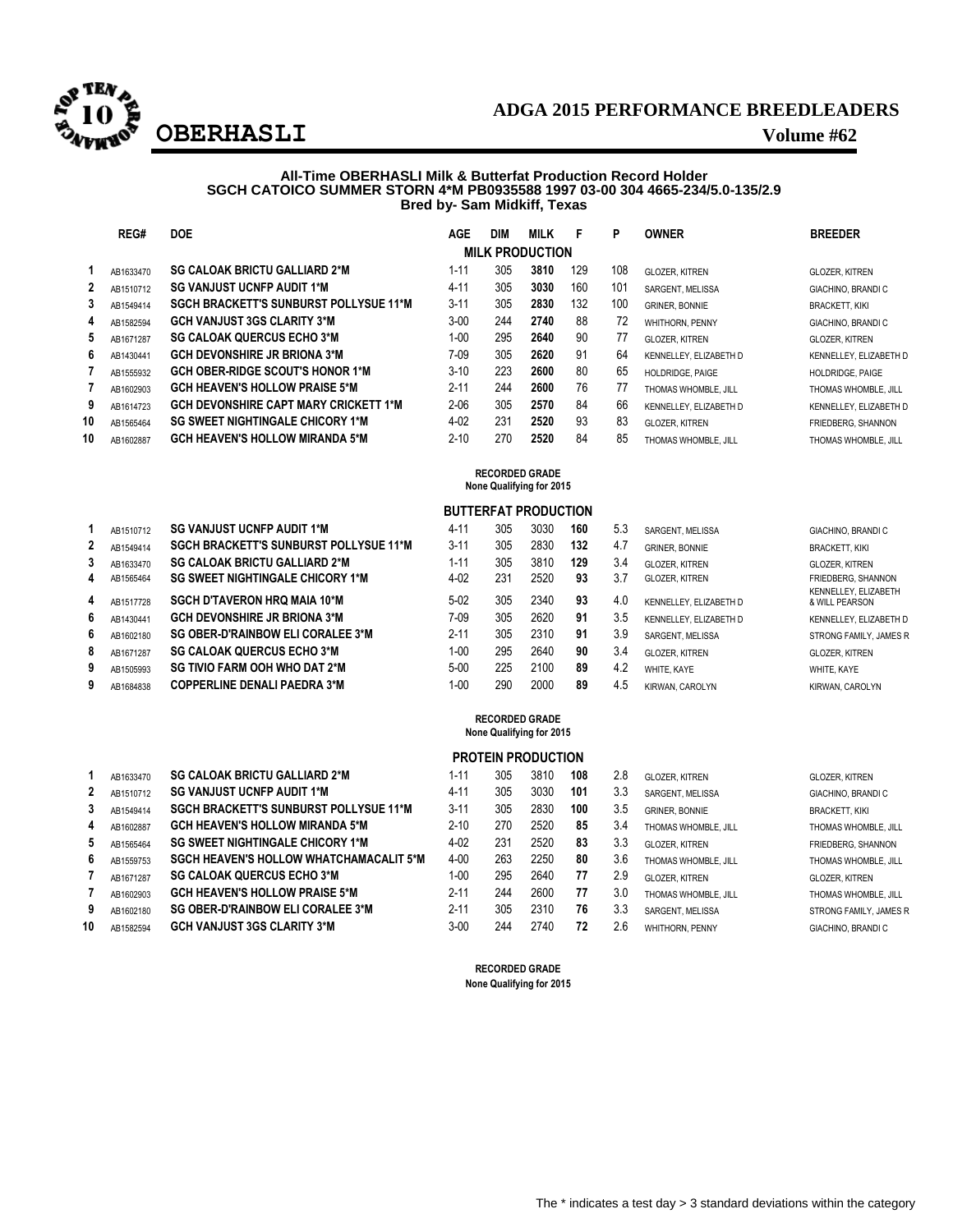# ADGA 2015 PERFORMANCE BREEDLEADERS

## OBERHASLI

**Volume #62**

**All-Time OBERHASLI Milk & Butterfat Production Record Holder**
**SGCH CATOICO SUMMER STORN 4*M PB0935588 1997 03-00 304 4665-234/5.0-135/2.9**
**Bred by- Sam Midkiff, Texas**

### MILK PRODUCTION

| | REG# | DOE | AGE | DIM | MILK | F | P | OWNER | BREEDER |
|---|---|---|---|---|---|---|---|---|---|
| 1 | AB1633470 | SG CALOAK BRICTU GALLIARD 2*M | 1-11 | 305 | **3810** | 129 | 108 | GLOZER, KITREN | GLOZER, KITREN |
| 2 | AB1510712 | SG VANJUST UCNFP AUDIT 1*M | 4-11 | 305 | **3030** | 160 | 101 | SARGENT, MELISSA | GIACHINO, BRANDI C |
| 3 | AB1549414 | SGCH BRACKETT'S SUNBURST POLLYSUE 11*M | 3-11 | 305 | **2830** | 132 | 100 | GRINER, BONNIE | BRACKETT, KIKI |
| 4 | AB1582594 | GCH VANJUST 3GS CLARITY 3*M | 3-00 | 244 | **2740** | 88 | 72 | WHITHORN, PENNY | GIACHINO, BRANDI C |
| 5 | AB1671287 | SG CALOAK QUERCUS ECHO 3*M | 1-00 | 295 | **2640** | 90 | 77 | GLOZER, KITREN | GLOZER, KITREN |
| 6 | AB1430441 | GCH DEVONSHIRE JR BRIONA 3*M | 7-09 | 305 | **2620** | 91 | 64 | KENNELLEY, ELIZABETH D | KENNELLEY, ELIZABETH D |
| 7 | AB1555932 | GCH OBER-RIDGE SCOUT'S HONOR 1*M | 3-10 | 223 | **2600** | 80 | 65 | HOLDRIDGE, PAIGE | HOLDRIDGE, PAIGE |
| 7 | AB1602903 | GCH HEAVEN'S HOLLOW PRAISE 5*M | 2-11 | 244 | **2600** | 76 | 77 | THOMAS WHOMBLE, JILL | THOMAS WHOMBLE, JILL |
| 9 | AB1614723 | GCH DEVONSHIRE CAPT MARY CRICKETT 1*M | 2-06 | 305 | **2570** | 84 | 66 | KENNELLEY, ELIZABETH D | KENNELLEY, ELIZABETH D |
| 10 | AB1565464 | SG SWEET NIGHTINGALE CHICORY 1*M | 4-02 | 231 | **2520** | 93 | 83 | GLOZER, KITREN | FRIEDBERG, SHANNON |
| 10 | AB1602887 | GCH HEAVEN'S HOLLOW MIRANDA 5*M | 2-10 | 270 | **2520** | 84 | 85 | THOMAS WHOMBLE, JILL | THOMAS WHOMBLE, JILL |

**RECORDED GRADE**
**None Qualifying for 2015**

### BUTTERFAT PRODUCTION

| | REG# | DOE | AGE | DIM | MILK | F | % | OWNER | BREEDER |
|---|---|---|---|---|---|---|---|---|---|
| 1 | AB1510712 | SG VANJUST UCNFP AUDIT 1*M | 4-11 | 305 | 3030 | **160** | 5.3 | SARGENT, MELISSA | GIACHINO, BRANDI C |
| 2 | AB1549414 | SGCH BRACKETT'S SUNBURST POLLYSUE 11*M | 3-11 | 305 | 2830 | **132** | 4.7 | GRINER, BONNIE | BRACKETT, KIKI |
| 3 | AB1633470 | SG CALOAK BRICTU GALLIARD 2*M | 1-11 | 305 | 3810 | **129** | 3.4 | GLOZER, KITREN | GLOZER, KITREN |
| 4 | AB1565464 | SG SWEET NIGHTINGALE CHICORY 1*M | 4-02 | 231 | 2520 | **93** | 3.7 | GLOZER, KITREN | FRIEDBERG, SHANNON |
| 4 | AB1517728 | SGCH D'TAVERON HRQ MAIA 10*M | 5-02 | 305 | 2340 | **93** | 4.0 | KENNELLEY, ELIZABETH D | KENNELLEY, ELIZABETH & WILL PEARSON |
| 6 | AB1430441 | GCH DEVONSHIRE JR BRIONA 3*M | 7-09 | 305 | 2620 | **91** | 3.5 | KENNELLEY, ELIZABETH D | KENNELLEY, ELIZABETH D |
| 6 | AB1602180 | SG OBER-D'RAINBOW ELI CORALEE 3*M | 2-11 | 305 | 2310 | **91** | 3.9 | SARGENT, MELISSA | STRONG FAMILY, JAMES R |
| 8 | AB1671287 | SG CALOAK QUERCUS ECHO 3*M | 1-00 | 295 | 2640 | **90** | 3.4 | GLOZER, KITREN | GLOZER, KITREN |
| 9 | AB1505993 | SG TIVIO FARM OOH WHO DAT 2*M | 5-00 | 225 | 2100 | **89** | 4.2 | WHITE, KAYE | WHITE, KAYE |
| 9 | AB1684838 | COPPERLINE DENALI PAEDRA 3*M | 1-00 | 290 | 2000 | **89** | 4.5 | KIRWAN, CAROLYN | KIRWAN, CAROLYN |

**RECORDED GRADE**
**None Qualifying for 2015**

### PROTEIN PRODUCTION

| | REG# | DOE | AGE | DIM | MILK | P | % | OWNER | BREEDER |
|---|---|---|---|---|---|---|---|---|---|
| 1 | AB1633470 | SG CALOAK BRICTU GALLIARD 2*M | 1-11 | 305 | 3810 | **108** | 2.8 | GLOZER, KITREN | GLOZER, KITREN |
| 2 | AB1510712 | SG VANJUST UCNFP AUDIT 1*M | 4-11 | 305 | 3030 | **101** | 3.3 | SARGENT, MELISSA | GIACHINO, BRANDI C |
| 3 | AB1549414 | SGCH BRACKETT'S SUNBURST POLLYSUE 11*M | 3-11 | 305 | 2830 | **100** | 3.5 | GRINER, BONNIE | BRACKETT, KIKI |
| 4 | AB1602887 | GCH HEAVEN'S HOLLOW MIRANDA 5*M | 2-10 | 270 | 2520 | **85** | 3.4 | THOMAS WHOMBLE, JILL | THOMAS WHOMBLE, JILL |
| 5 | AB1565464 | SG SWEET NIGHTINGALE CHICORY 1*M | 4-02 | 231 | 2520 | **83** | 3.3 | GLOZER, KITREN | FRIEDBERG, SHANNON |
| 6 | AB1559753 | SGCH HEAVEN'S HOLLOW WHATCHAMACALIT 5*M | 4-00 | 263 | 2250 | **80** | 3.6 | THOMAS WHOMBLE, JILL | THOMAS WHOMBLE, JILL |
| 7 | AB1671287 | SG CALOAK QUERCUS ECHO 3*M | 1-00 | 295 | 2640 | **77** | 2.9 | GLOZER, KITREN | GLOZER, KITREN |
| 7 | AB1602903 | GCH HEAVEN'S HOLLOW PRAISE 5*M | 2-11 | 244 | 2600 | **77** | 3.0 | THOMAS WHOMBLE, JILL | THOMAS WHOMBLE, JILL |
| 9 | AB1602180 | SG OBER-D'RAINBOW ELI CORALEE 3*M | 2-11 | 305 | 2310 | **76** | 3.3 | SARGENT, MELISSA | STRONG FAMILY, JAMES R |
| 10 | AB1582594 | GCH VANJUST 3GS CLARITY 3*M | 3-00 | 244 | 2740 | **72** | 2.6 | WHITHORN, PENNY | GIACHINO, BRANDI C |

**RECORDED GRADE**
**None Qualifying for 2015**

The * indicates a test day > 3 standard deviations within the category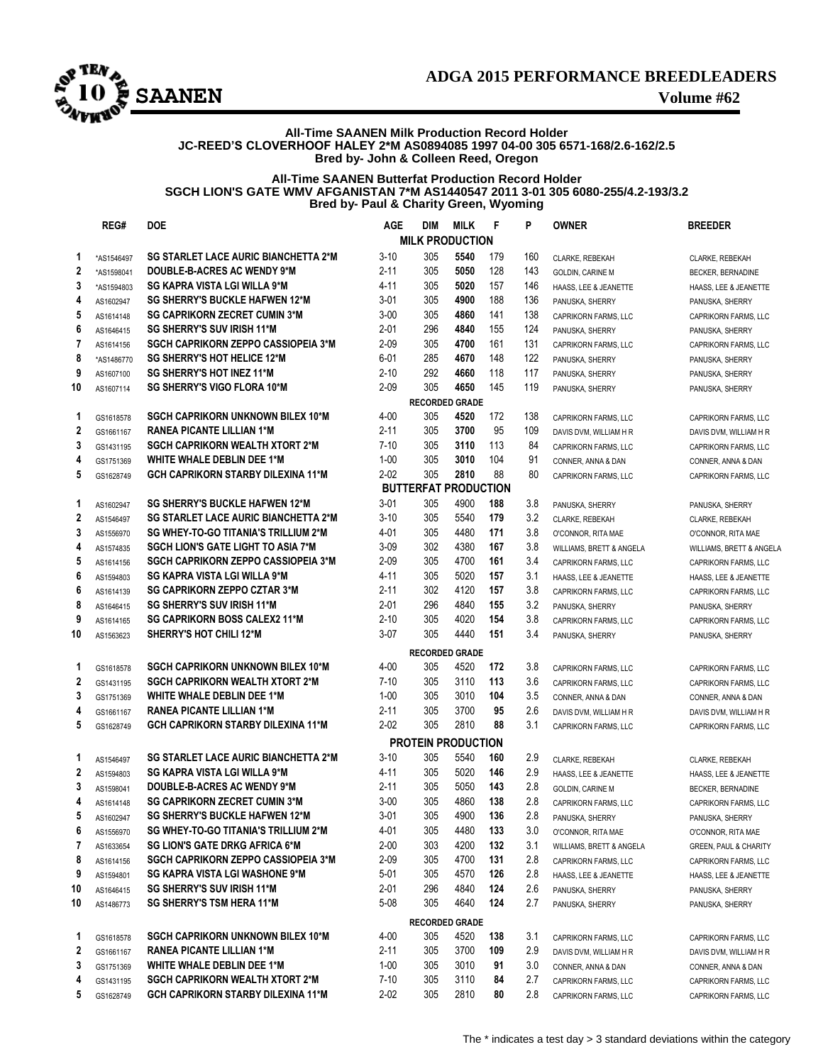# ADGA 2015 PERFORMANCE BREEDLEADERS

## SAANEN

**Volume #62**

**All-Time SAANEN Milk Production Record Holder**
**JC-REED'S CLOVERHOOF HALEY 2*M AS0894085 1997 04-00 305 6571-168/2.6-162/2.5**
**Bred by- John & Colleen Reed, Oregon**

**All-Time SAANEN Butterfat Production Record Holder**
**SGCH LION'S GATE WMV AFGANISTAN 7*M AS1440547 2011 3-01 305 6080-255/4.2-193/3.2**
**Bred by- Paul & Charity Green, Wyoming**

| | REG# | DOE | AGE | DIM | MILK | F | P | OWNER | BREEDER |
|---|---|---|---|---|---|---|---|---|---|
| | | | | **MILK PRODUCTION** | | | | | |
| 1 | *AS1546497 | SG STARLET LACE AURIC BIANCHETTA 2*M | 3-10 | 305 | **5540** | 179 | 160 | CLARKE, REBEKAH | CLARKE, REBEKAH |
| 2 | *AS1598041 | DOUBLE-B-ACRES AC WENDY 9*M | 2-11 | 305 | **5050** | 128 | 143 | GOLDIN, CARINE M | BECKER, BERNADINE |
| 3 | *AS1594803 | SG KAPRA VISTA LGI WILLA 9*M | 4-11 | 305 | **5020** | 157 | 146 | HAASS, LEE & JEANETTE | HAASS, LEE & JEANETTE |
| 4 | AS1602947 | SG SHERRY'S BUCKLE HAFWEN 12*M | 3-01 | 305 | **4900** | 188 | 136 | PANUSKA, SHERRY | PANUSKA, SHERRY |
| 5 | AS1614148 | SG CAPRIKORN ZECRET CUMIN 3*M | 3-00 | 305 | **4860** | 141 | 138 | CAPRIKORN FARMS, LLC | CAPRIKORN FARMS, LLC |
| 6 | AS1646415 | SG SHERRY'S SUV IRISH 11*M | 2-01 | 296 | **4840** | 155 | 124 | PANUSKA, SHERRY | PANUSKA, SHERRY |
| 7 | AS1614156 | SGCH CAPRIKORN ZEPPO CASSIOPEIA 3*M | 2-09 | 305 | **4700** | 161 | 131 | CAPRIKORN FARMS, LLC | CAPRIKORN FARMS, LLC |
| 8 | *AS1486770 | SG SHERRY'S HOT HELICE 12*M | 6-01 | 285 | **4670** | 148 | 122 | PANUSKA, SHERRY | PANUSKA, SHERRY |
| 9 | AS1607100 | SG SHERRY'S HOT INEZ 11*M | 2-10 | 292 | **4660** | 118 | 117 | PANUSKA, SHERRY | PANUSKA, SHERRY |
| 10 | AS1607114 | SG SHERRY'S VIGO FLORA 10*M | 2-09 | 305 | **4650** | 145 | 119 | PANUSKA, SHERRY | PANUSKA, SHERRY |
| | | | | **RECORDED GRADE** | | | | | |
| 1 | GS1618578 | SGCH CAPRIKORN UNKNOWN BILEX 10*M | 4-00 | 305 | **4520** | 172 | 138 | CAPRIKORN FARMS, LLC | CAPRIKORN FARMS, LLC |
| 2 | GS1661167 | RANEA PICANTE LILLIAN 1*M | 2-11 | 305 | **3700** | 95 | 109 | DAVIS DVM, WILLIAM H R | DAVIS DVM, WILLIAM H R |
| 3 | GS1431195 | SGCH CAPRIKORN WEALTH XTORT 2*M | 7-10 | 305 | **3110** | 113 | 84 | CAPRIKORN FARMS, LLC | CAPRIKORN FARMS, LLC |
| 4 | GS1751369 | WHITE WHALE DEBLIN DEE 1*M | 1-00 | 305 | **3010** | 104 | 91 | CONNER, ANNA & DAN | CONNER, ANNA & DAN |
| 5 | GS1628749 | GCH CAPRIKORN STARBY DILEXINA 11*M | 2-02 | 305 | **2810** | 88 | 80 | CAPRIKORN FARMS, LLC | CAPRIKORN FARMS, LLC |
| | | | | **BUTTERFAT PRODUCTION** | | | | | |
| 1 | AS1602947 | SG SHERRY'S BUCKLE HAFWEN 12*M | 3-01 | 305 | 4900 | **188** | 3.8 | PANUSKA, SHERRY | PANUSKA, SHERRY |
| 2 | AS1546497 | SG STARLET LACE AURIC BIANCHETTA 2*M | 3-10 | 305 | 5540 | **179** | 3.2 | CLARKE, REBEKAH | CLARKE, REBEKAH |
| 3 | AS1556970 | SG WHEY-TO-GO TITANIA'S TRILLIUM 2*M | 4-01 | 305 | 4480 | **171** | 3.8 | O'CONNOR, RITA MAE | O'CONNOR, RITA MAE |
| 4 | AS1574835 | SGCH LION'S GATE LIGHT TO ASIA 7*M | 3-09 | 302 | 4380 | **167** | 3.8 | WILLIAMS, BRETT & ANGELA | WILLIAMS, BRETT & ANGELA |
| 5 | AS1614156 | SGCH CAPRIKORN ZEPPO CASSIOPEIA 3*M | 2-09 | 305 | 4700 | **161** | 3.4 | CAPRIKORN FARMS, LLC | CAPRIKORN FARMS, LLC |
| 6 | AS1594803 | SG KAPRA VISTA LGI WILLA 9*M | 4-11 | 305 | 5020 | **157** | 3.1 | HAASS, LEE & JEANETTE | HAASS, LEE & JEANETTE |
| 6 | AS1614139 | SG CAPRIKORN ZEPPO CZTAR 3*M | 2-11 | 302 | 4120 | **157** | 3.8 | CAPRIKORN FARMS, LLC | CAPRIKORN FARMS, LLC |
| 8 | AS1646415 | SG SHERRY'S SUV IRISH 11*M | 2-01 | 296 | 4840 | **155** | 3.2 | PANUSKA, SHERRY | PANUSKA, SHERRY |
| 9 | AS1614165 | SG CAPRIKORN BOSS CALEX2 11*M | 2-10 | 305 | 4020 | **154** | 3.8 | CAPRIKORN FARMS, LLC | CAPRIKORN FARMS, LLC |
| 10 | AS1563623 | SHERRY'S HOT CHILI 12*M | 3-07 | 305 | 4440 | **151** | 3.4 | PANUSKA, SHERRY | PANUSKA, SHERRY |
| | | | | **RECORDED GRADE** | | | | | |
| 1 | GS1618578 | SGCH CAPRIKORN UNKNOWN BILEX 10*M | 4-00 | 305 | 4520 | **172** | 3.8 | CAPRIKORN FARMS, LLC | CAPRIKORN FARMS, LLC |
| 2 | GS1431195 | SGCH CAPRIKORN WEALTH XTORT 2*M | 7-10 | 305 | 3110 | **113** | 3.6 | CAPRIKORN FARMS, LLC | CAPRIKORN FARMS, LLC |
| 3 | GS1751369 | WHITE WHALE DEBLIN DEE 1*M | 1-00 | 305 | 3010 | **104** | 3.5 | CONNER, ANNA & DAN | CONNER, ANNA & DAN |
| 4 | GS1661167 | RANEA PICANTE LILLIAN 1*M | 2-11 | 305 | 3700 | **95** | 2.6 | DAVIS DVM, WILLIAM H R | DAVIS DVM, WILLIAM H R |
| 5 | GS1628749 | GCH CAPRIKORN STARBY DILEXINA 11*M | 2-02 | 305 | 2810 | **88** | 3.1 | CAPRIKORN FARMS, LLC | CAPRIKORN FARMS, LLC |
| | | | | **PROTEIN PRODUCTION** | | | | | |
| 1 | AS1546497 | SG STARLET LACE AURIC BIANCHETTA 2*M | 3-10 | 305 | 5540 | **160** | 2.9 | CLARKE, REBEKAH | CLARKE, REBEKAH |
| 2 | AS1594803 | SG KAPRA VISTA LGI WILLA 9*M | 4-11 | 305 | 5020 | **146** | 2.9 | HAASS, LEE & JEANETTE | HAASS, LEE & JEANETTE |
| 3 | AS1598041 | DOUBLE-B-ACRES AC WENDY 9*M | 2-11 | 305 | 5050 | **143** | 2.8 | GOLDIN, CARINE M | BECKER, BERNADINE |
| 4 | AS1614148 | SG CAPRIKORN ZECRET CUMIN 3*M | 3-00 | 305 | 4860 | **138** | 2.8 | CAPRIKORN FARMS, LLC | CAPRIKORN FARMS, LLC |
| 5 | AS1602947 | SG SHERRY'S BUCKLE HAFWEN 12*M | 3-01 | 305 | 4900 | **136** | 2.8 | PANUSKA, SHERRY | PANUSKA, SHERRY |
| 6 | AS1556970 | SG WHEY-TO-GO TITANIA'S TRILLIUM 2*M | 4-01 | 305 | 4480 | **133** | 3.0 | O'CONNOR, RITA MAE | O'CONNOR, RITA MAE |
| 7 | AS1633654 | SG LION'S GATE DRKG AFRICA 6*M | 2-00 | 303 | 4200 | **132** | 3.1 | WILLIAMS, BRETT & ANGELA | GREEN, PAUL & CHARITY |
| 8 | AS1614156 | SGCH CAPRIKORN ZEPPO CASSIOPEIA 3*M | 2-09 | 305 | 4700 | **131** | 2.8 | CAPRIKORN FARMS, LLC | CAPRIKORN FARMS, LLC |
| 9 | AS1594801 | SG KAPRA VISTA LGI WASHONE 9*M | 5-01 | 305 | 4570 | **126** | 2.8 | HAASS, LEE & JEANETTE | HAASS, LEE & JEANETTE |
| 10 | AS1646415 | SG SHERRY'S SUV IRISH 11*M | 2-01 | 296 | 4840 | **124** | 2.6 | PANUSKA, SHERRY | PANUSKA, SHERRY |
| 10 | AS1486773 | SG SHERRY'S TSM HERA 11*M | 5-08 | 305 | 4640 | **124** | 2.7 | PANUSKA, SHERRY | PANUSKA, SHERRY |
| | | | | **RECORDED GRADE** | | | | | |
| 1 | GS1618578 | SGCH CAPRIKORN UNKNOWN BILEX 10*M | 4-00 | 305 | 4520 | **138** | 3.1 | CAPRIKORN FARMS, LLC | CAPRIKORN FARMS, LLC |
| 2 | GS1661167 | RANEA PICANTE LILLIAN 1*M | 2-11 | 305 | 3700 | **109** | 2.9 | DAVIS DVM, WILLIAM H R | DAVIS DVM, WILLIAM H R |
| 3 | GS1751369 | WHITE WHALE DEBLIN DEE 1*M | 1-00 | 305 | 3010 | **91** | 3.0 | CONNER, ANNA & DAN | CONNER, ANNA & DAN |
| 4 | GS1431195 | SGCH CAPRIKORN WEALTH XTORT 2*M | 7-10 | 305 | 3110 | **84** | 2.7 | CAPRIKORN FARMS, LLC | CAPRIKORN FARMS, LLC |
| 5 | GS1628749 | GCH CAPRIKORN STARBY DILEXINA 11*M | 2-02 | 305 | 2810 | **80** | 2.8 | CAPRIKORN FARMS, LLC | CAPRIKORN FARMS, LLC |

The * indicates a test day > 3 standard deviations within the category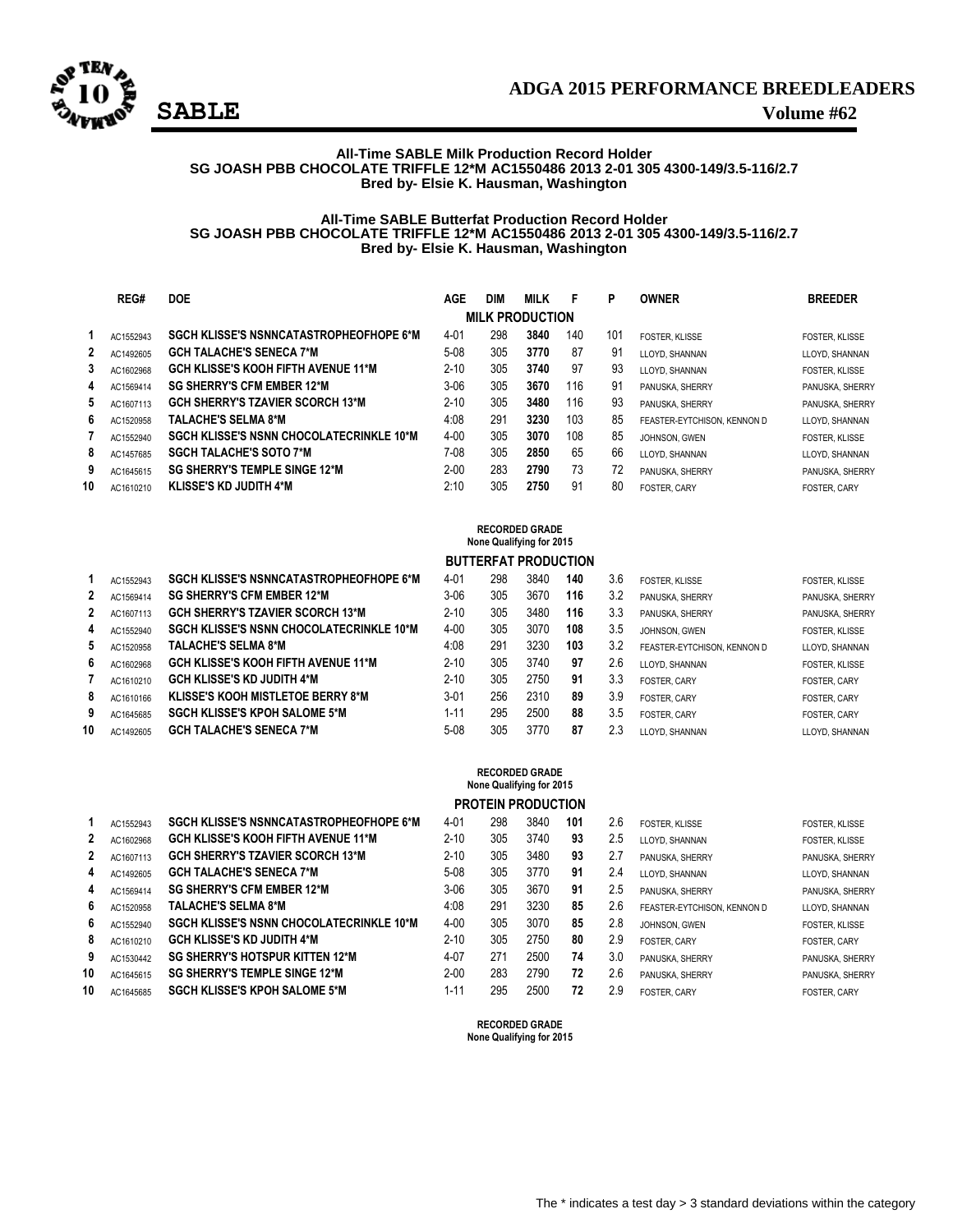# ADGA 2015 PERFORMANCE BREEDLEADERS

## SABLE

**Volume #62**

**All-Time SABLE Milk Production Record Holder**
**SG JOASH PBB CHOCOLATE TRIFFLE 12*M AC1550486 2013 2-01 305 4300-149/3.5-116/2.7**
**Bred by- Elsie K. Hausman, Washington**

**All-Time SABLE Butterfat Production Record Holder**
**SG JOASH PBB CHOCOLATE TRIFFLE 12*M AC1550486 2013 2-01 305 4300-149/3.5-116/2.7**
**Bred by- Elsie K. Hausman, Washington**

### MILK PRODUCTION

| | REG# | DOE | AGE | DIM | MILK | F | P | OWNER | BREEDER |
|---|---|---|---|---|---|---|---|---|---|
| 1 | AC1552943 | SGCH KLISSE'S NSNNCATASTROPHEOFHOPE 6*M | 4-01 | 298 | **3840** | 140 | 101 | FOSTER, KLISSE | FOSTER, KLISSE |
| 2 | AC1492605 | GCH TALACHE'S SENECA 7*M | 5-08 | 305 | **3770** | 87 | 91 | LLOYD, SHANNAN | LLOYD, SHANNAN |
| 3 | AC1602968 | GCH KLISSE'S KOOH FIFTH AVENUE 11*M | 2-10 | 305 | **3740** | 97 | 93 | LLOYD, SHANNAN | FOSTER, KLISSE |
| 4 | AC1569414 | SG SHERRY'S CFM EMBER 12*M | 3-06 | 305 | **3670** | 116 | 91 | PANUSKA, SHERRY | PANUSKA, SHERRY |
| 5 | AC1607113 | GCH SHERRY'S TZAVIER SCORCH 13*M | 2-10 | 305 | **3480** | 116 | 93 | PANUSKA, SHERRY | PANUSKA, SHERRY |
| 6 | AC1520958 | TALACHE'S SELMA 8*M | 4:08 | 291 | **3230** | 103 | 85 | FEASTER-EYTCHISON, KENNON D | LLOYD, SHANNAN |
| 7 | AC1552940 | SGCH KLISSE'S NSNN CHOCOLATECRINKLE 10*M | 4-00 | 305 | **3070** | 108 | 85 | JOHNSON, GWEN | FOSTER, KLISSE |
| 8 | AC1457685 | SGCH TALACHE'S SOTO 7*M | 7-08 | 305 | **2850** | 65 | 66 | LLOYD, SHANNAN | LLOYD, SHANNAN |
| 9 | AC1645615 | SG SHERRY'S TEMPLE SINGE 12*M | 2-00 | 283 | **2790** | 73 | 72 | PANUSKA, SHERRY | PANUSKA, SHERRY |
| 10 | AC1610210 | KLISSE'S KD JUDITH 4*M | 2:10 | 305 | **2750** | 91 | 80 | FOSTER, CARY | FOSTER, CARY |

**RECORDED GRADE**
**None Qualifying for 2015**

### BUTTERFAT PRODUCTION

| | REG# | DOE | AGE | DIM | MILK | F | % | OWNER | BREEDER |
|---|---|---|---|---|---|---|---|---|---|
| 1 | AC1552943 | SGCH KLISSE'S NSNNCATASTROPHEOFHOPE 6*M | 4-01 | 298 | 3840 | **140** | 3.6 | FOSTER, KLISSE | FOSTER, KLISSE |
| 2 | AC1569414 | SG SHERRY'S CFM EMBER 12*M | 3-06 | 305 | 3670 | **116** | 3.2 | PANUSKA, SHERRY | PANUSKA, SHERRY |
| 2 | AC1607113 | GCH SHERRY'S TZAVIER SCORCH 13*M | 2-10 | 305 | 3480 | **116** | 3.3 | PANUSKA, SHERRY | PANUSKA, SHERRY |
| 4 | AC1552940 | SGCH KLISSE'S NSNN CHOCOLATECRINKLE 10*M | 4-00 | 305 | 3070 | **108** | 3.5 | JOHNSON, GWEN | FOSTER, KLISSE |
| 5 | AC1520958 | TALACHE'S SELMA 8*M | 4:08 | 291 | 3230 | **103** | 3.2 | FEASTER-EYTCHISON, KENNON D | LLOYD, SHANNAN |
| 6 | AC1602968 | GCH KLISSE'S KOOH FIFTH AVENUE 11*M | 2-10 | 305 | 3740 | **97** | 2.6 | LLOYD, SHANNAN | FOSTER, KLISSE |
| 7 | AC1610210 | GCH KLISSE'S KD JUDITH 4*M | 2-10 | 305 | 2750 | **91** | 3.3 | FOSTER, CARY | FOSTER, CARY |
| 8 | AC1610166 | KLISSE'S KOOH MISTLETOE BERRY 8*M | 3-01 | 256 | 2310 | **89** | 3.9 | FOSTER, CARY | FOSTER, CARY |
| 9 | AC1645685 | SGCH KLISSE'S KPOH SALOME 5*M | 1-11 | 295 | 2500 | **88** | 3.5 | FOSTER, CARY | FOSTER, CARY |
| 10 | AC1492605 | GCH TALACHE'S SENECA 7*M | 5-08 | 305 | 3770 | **87** | 2.3 | LLOYD, SHANNAN | LLOYD, SHANNAN |

**RECORDED GRADE**
**None Qualifying for 2015**

### PROTEIN PRODUCTION

| | REG# | DOE | AGE | DIM | MILK | P | % | OWNER | BREEDER |
|---|---|---|---|---|---|---|---|---|---|
| 1 | AC1552943 | SGCH KLISSE'S NSNNCATASTROPHEOFHOPE 6*M | 4-01 | 298 | 3840 | **101** | 2.6 | FOSTER, KLISSE | FOSTER, KLISSE |
| 2 | AC1602968 | GCH KLISSE'S KOOH FIFTH AVENUE 11*M | 2-10 | 305 | 3740 | **93** | 2.5 | LLOYD, SHANNAN | FOSTER, KLISSE |
| 2 | AC1607113 | GCH SHERRY'S TZAVIER SCORCH 13*M | 2-10 | 305 | 3480 | **93** | 2.7 | PANUSKA, SHERRY | PANUSKA, SHERRY |
| 4 | AC1492605 | GCH TALACHE'S SENECA 7*M | 5-08 | 305 | 3770 | **91** | 2.4 | LLOYD, SHANNAN | LLOYD, SHANNAN |
| 4 | AC1569414 | SG SHERRY'S CFM EMBER 12*M | 3-06 | 305 | 3670 | **91** | 2.5 | PANUSKA, SHERRY | PANUSKA, SHERRY |
| 6 | AC1520958 | TALACHE'S SELMA 8*M | 4:08 | 291 | 3230 | **85** | 2.6 | FEASTER-EYTCHISON, KENNON D | LLOYD, SHANNAN |
| 6 | AC1552940 | SGCH KLISSE'S NSNN CHOCOLATECRINKLE 10*M | 4-00 | 305 | 3070 | **85** | 2.8 | JOHNSON, GWEN | FOSTER, KLISSE |
| 8 | AC1610210 | GCH KLISSE'S KD JUDITH 4*M | 2-10 | 305 | 2750 | **80** | 2.9 | FOSTER, CARY | FOSTER, CARY |
| 9 | AC1530442 | SG SHERRY'S HOTSPUR KITTEN 12*M | 4-07 | 271 | 2500 | **74** | 3.0 | PANUSKA, SHERRY | PANUSKA, SHERRY |
| 10 | AC1645615 | SG SHERRY'S TEMPLE SINGE 12*M | 2-00 | 283 | 2790 | **72** | 2.6 | PANUSKA, SHERRY | PANUSKA, SHERRY |
| 10 | AC1645685 | SGCH KLISSE'S KPOH SALOME 5*M | 1-11 | 295 | 2500 | **72** | 2.9 | FOSTER, CARY | FOSTER, CARY |

**RECORDED GRADE**
**None Qualifying for 2015**

The * indicates a test day > 3 standard deviations within the category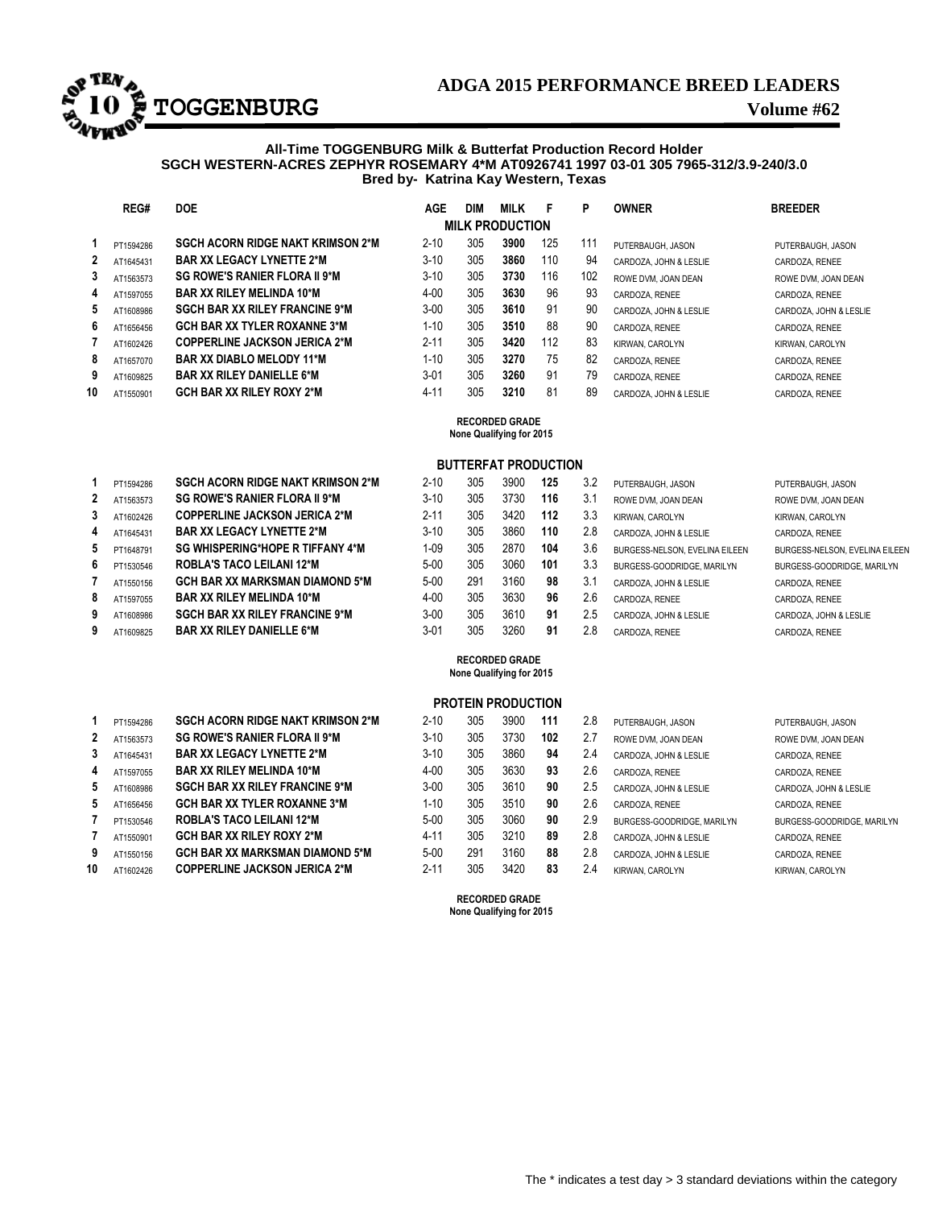# ADGA 2015 PERFORMANCE BREED LEADERS

## TOGGENBURG

**Volume #62**

**All-Time TOGGENBURG Milk & Butterfat Production Record Holder**
**SGCH WESTERN-ACRES ZEPHYR ROSEMARY 4*M AT0926741 1997 03-01 305 7965-312/3.9-240/3.0**
**Bred by- Katrina Kay Western, Texas**

### MILK PRODUCTION

| | REG# | DOE | AGE | DIM | MILK | F | P | OWNER | BREEDER |
|---|---|---|---|---|---|---|---|---|---|
| 1 | PT1594286 | SGCH ACORN RIDGE NAKT KRIMSON 2*M | 2-10 | 305 | **3900** | 125 | 111 | PUTERBAUGH, JASON | PUTERBAUGH, JASON |
| 2 | AT1645431 | BAR XX LEGACY LYNETTE 2*M | 3-10 | 305 | **3860** | 110 | 94 | CARDOZA, JOHN & LESLIE | CARDOZA, RENEE |
| 3 | AT1563573 | SG ROWE'S RANIER FLORA II 9*M | 3-10 | 305 | **3730** | 116 | 102 | ROWE DVM, JOAN DEAN | ROWE DVM, JOAN DEAN |
| 4 | AT1597055 | BAR XX RILEY MELINDA 10*M | 4-00 | 305 | **3630** | 96 | 93 | CARDOZA, RENEE | CARDOZA, RENEE |
| 5 | AT1608986 | SGCH BAR XX RILEY FRANCINE 9*M | 3-00 | 305 | **3610** | 91 | 90 | CARDOZA, JOHN & LESLIE | CARDOZA, JOHN & LESLIE |
| 6 | AT1656456 | GCH BAR XX TYLER ROXANNE 3*M | 1-10 | 305 | **3510** | 88 | 90 | CARDOZA, RENEE | CARDOZA, RENEE |
| 7 | AT1602426 | COPPERLINE JACKSON JERICA 2*M | 2-11 | 305 | **3420** | 112 | 83 | KIRWAN, CAROLYN | KIRWAN, CAROLYN |
| 8 | AT1657070 | BAR XX DIABLO MELODY 11*M | 1-10 | 305 | **3270** | 75 | 82 | CARDOZA, RENEE | CARDOZA, RENEE |
| 9 | AT1609825 | BAR XX RILEY DANIELLE 6*M | 3-01 | 305 | **3260** | 91 | 79 | CARDOZA, RENEE | CARDOZA, RENEE |
| 10 | AT1550901 | GCH BAR XX RILEY ROXY 2*M | 4-11 | 305 | **3210** | 81 | 89 | CARDOZA, JOHN & LESLIE | CARDOZA, RENEE |

**RECORDED GRADE**
**None Qualifying for 2015**

### BUTTERFAT PRODUCTION

| | REG# | DOE | AGE | DIM | MILK | F | % | OWNER | BREEDER |
|---|---|---|---|---|---|---|---|---|---|
| 1 | PT1594286 | SGCH ACORN RIDGE NAKT KRIMSON 2*M | 2-10 | 305 | 3900 | **125** | 3.2 | PUTERBAUGH, JASON | PUTERBAUGH, JASON |
| 2 | AT1563573 | SG ROWE'S RANIER FLORA II 9*M | 3-10 | 305 | 3730 | **116** | 3.1 | ROWE DVM, JOAN DEAN | ROWE DVM, JOAN DEAN |
| 3 | AT1602426 | COPPERLINE JACKSON JERICA 2*M | 2-11 | 305 | 3420 | **112** | 3.3 | KIRWAN, CAROLYN | KIRWAN, CAROLYN |
| 4 | AT1645431 | BAR XX LEGACY LYNETTE 2*M | 3-10 | 305 | 3860 | **110** | 2.8 | CARDOZA, JOHN & LESLIE | CARDOZA, RENEE |
| 5 | PT1648791 | SG WHISPERING*HOPE R TIFFANY 4*M | 1-09 | 305 | 2870 | **104** | 3.6 | BURGESS-NELSON, EVELINA EILEEN | BURGESS-NELSON, EVELINA EILEEN |
| 6 | PT1530546 | ROBLA'S TACO LEILANI 12*M | 5-00 | 305 | 3060 | **101** | 3.3 | BURGESS-GOODRIDGE, MARILYN | BURGESS-GOODRIDGE, MARILYN |
| 7 | AT1550156 | GCH BAR XX MARKSMAN DIAMOND 5*M | 5-00 | 291 | 3160 | **98** | 3.1 | CARDOZA, JOHN & LESLIE | CARDOZA, RENEE |
| 8 | AT1597055 | BAR XX RILEY MELINDA 10*M | 4-00 | 305 | 3630 | **96** | 2.6 | CARDOZA, RENEE | CARDOZA, RENEE |
| 9 | AT1608986 | SGCH BAR XX RILEY FRANCINE 9*M | 3-00 | 305 | 3610 | **91** | 2.5 | CARDOZA, JOHN & LESLIE | CARDOZA, JOHN & LESLIE |
| 9 | AT1609825 | BAR XX RILEY DANIELLE 6*M | 3-01 | 305 | 3260 | **91** | 2.8 | CARDOZA, RENEE | CARDOZA, RENEE |

**RECORDED GRADE**
**None Qualifying for 2015**

### PROTEIN PRODUCTION

| | REG# | DOE | AGE | DIM | MILK | P | % | OWNER | BREEDER |
|---|---|---|---|---|---|---|---|---|---|
| 1 | PT1594286 | SGCH ACORN RIDGE NAKT KRIMSON 2*M | 2-10 | 305 | 3900 | **111** | 2.8 | PUTERBAUGH, JASON | PUTERBAUGH, JASON |
| 2 | AT1563573 | SG ROWE'S RANIER FLORA II 9*M | 3-10 | 305 | 3730 | **102** | 2.7 | ROWE DVM, JOAN DEAN | ROWE DVM, JOAN DEAN |
| 3 | AT1645431 | BAR XX LEGACY LYNETTE 2*M | 3-10 | 305 | 3860 | **94** | 2.4 | CARDOZA, JOHN & LESLIE | CARDOZA, RENEE |
| 4 | AT1597055 | BAR XX RILEY MELINDA 10*M | 4-00 | 305 | 3630 | **93** | 2.6 | CARDOZA, RENEE | CARDOZA, RENEE |
| 5 | AT1608986 | SGCH BAR XX RILEY FRANCINE 9*M | 3-00 | 305 | 3610 | **90** | 2.5 | CARDOZA, JOHN & LESLIE | CARDOZA, JOHN & LESLIE |
| 5 | AT1656456 | GCH BAR XX TYLER ROXANNE 3*M | 1-10 | 305 | 3510 | **90** | 2.6 | CARDOZA, RENEE | CARDOZA, RENEE |
| 7 | PT1530546 | ROBLA'S TACO LEILANI 12*M | 5-00 | 305 | 3060 | **90** | 2.9 | BURGESS-GOODRIDGE, MARILYN | BURGESS-GOODRIDGE, MARILYN |
| 7 | AT1550901 | GCH BAR XX RILEY ROXY 2*M | 4-11 | 305 | 3210 | **89** | 2.8 | CARDOZA, JOHN & LESLIE | CARDOZA, RENEE |
| 9 | AT1550156 | GCH BAR XX MARKSMAN DIAMOND 5*M | 5-00 | 291 | 3160 | **88** | 2.8 | CARDOZA, JOHN & LESLIE | CARDOZA, RENEE |
| 10 | AT1602426 | COPPERLINE JACKSON JERICA 2*M | 2-11 | 305 | 3420 | **83** | 2.4 | KIRWAN, CAROLYN | KIRWAN, CAROLYN |

**RECORDED GRADE**
**None Qualifying for 2015**

The * indicates a test day > 3 standard deviations within the category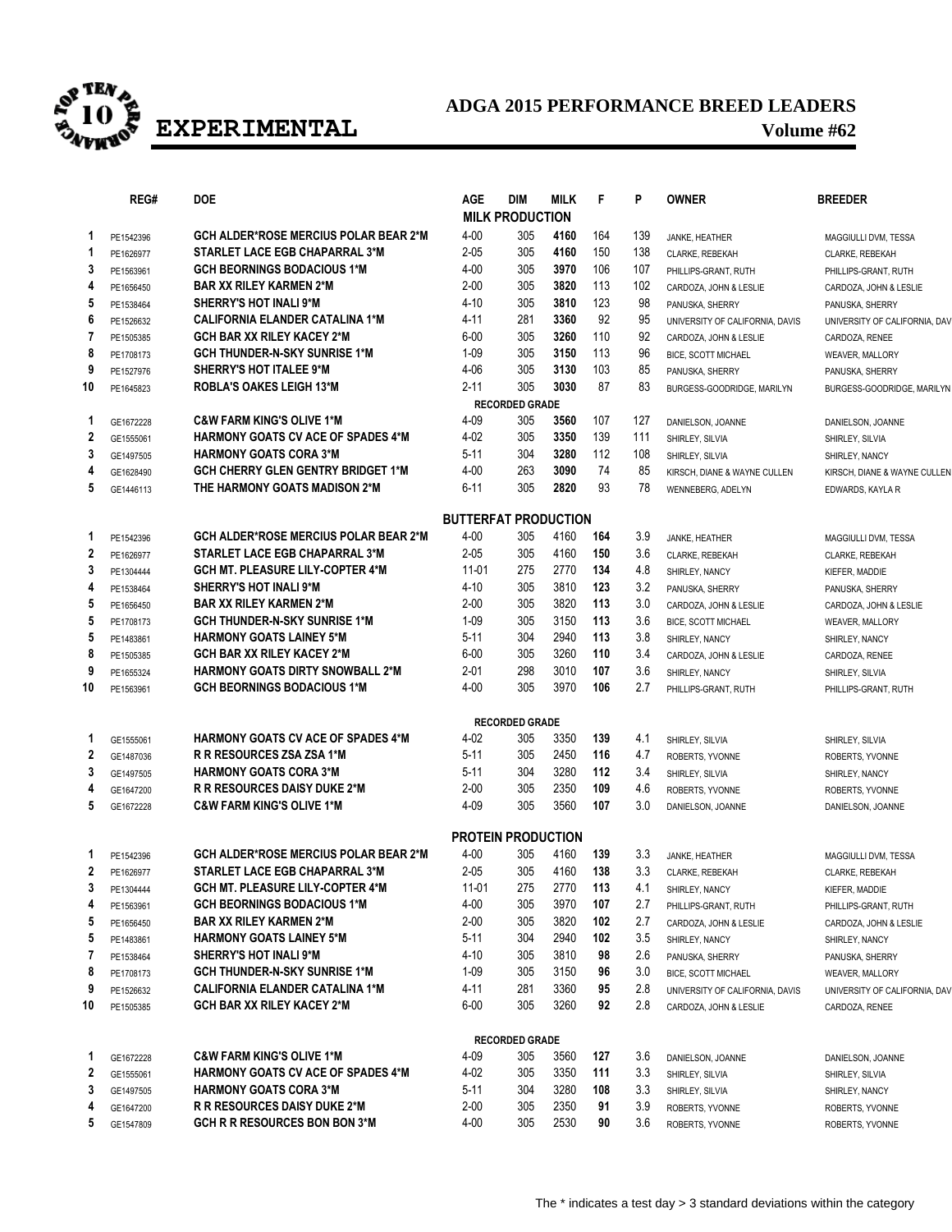# EXPERIMENTAL

## ADGA 2015 PERFORMANCE BREED LEADERS

**Volume #62**

| | REG# | DOE | AGE | DIM | MILK | F | P | OWNER | BREEDER |
|---|---|---|---|---|---|---|---|---|---|
| | | | **MILK PRODUCTION** | | | | | | |
| 1 | PE1542396 | GCH ALDER*ROSE MERCIUS POLAR BEAR 2*M | 4-00 | 305 | **4160** | 164 | 139 | JANKE, HEATHER | MAGGIULLI DVM, TESSA |
| 1 | PE1626977 | STARLET LACE EGB CHAPARRAL 3*M | 2-05 | 305 | **4160** | 150 | 138 | CLARKE, REBEKAH | CLARKE, REBEKAH |
| 3 | PE1563961 | GCH BEORNINGS BODACIOUS 1*M | 4-00 | 305 | **3970** | 106 | 107 | PHILLIPS-GRANT, RUTH | PHILLIPS-GRANT, RUTH |
| 4 | PE1656450 | BAR XX RILEY KARMEN 2*M | 2-00 | 305 | **3820** | 113 | 102 | CARDOZA, JOHN & LESLIE | CARDOZA, JOHN & LESLIE |
| 5 | PE1538464 | SHERRY'S HOT INALI 9*M | 4-10 | 305 | **3810** | 123 | 98 | PANUSKA, SHERRY | PANUSKA, SHERRY |
| 6 | PE1526632 | CALIFORNIA ELANDER CATALINA 1*M | 4-11 | 281 | **3360** | 92 | 95 | UNIVERSITY OF CALIFORNIA, DAVIS | UNIVERSITY OF CALIFORNIA, DAV |
| 7 | PE1505385 | GCH BAR XX RILEY KACEY 2*M | 6-00 | 305 | **3260** | 110 | 92 | CARDOZA, JOHN & LESLIE | CARDOZA, RENEE |
| 8 | PE1708173 | GCH THUNDER-N-SKY SUNRISE 1*M | 1-09 | 305 | **3150** | 113 | 96 | BICE, SCOTT MICHAEL | WEAVER, MALLORY |
| 9 | PE1527976 | SHERRY'S HOT ITALEE 9*M | 4-06 | 305 | **3130** | 103 | 85 | PANUSKA, SHERRY | PANUSKA, SHERRY |
| 10 | PE1645823 | ROBLA'S OAKES LEIGH 13*M | 2-11 | 305 | **3030** | 87 | 83 | BURGESS-GOODRIDGE, MARILYN | BURGESS-GOODRIDGE, MARILYN |
| | | | **RECORDED GRADE** | | | | | | |
| 1 | GE1672228 | C&W FARM KING'S OLIVE 1*M | 4-09 | 305 | **3560** | 107 | 127 | DANIELSON, JOANNE | DANIELSON, JOANNE |
| 2 | GE1555061 | HARMONY GOATS CV ACE OF SPADES 4*M | 4-02 | 305 | **3350** | 139 | 111 | SHIRLEY, SILVIA | SHIRLEY, SILVIA |
| 3 | GE1497505 | HARMONY GOATS CORA 3*M | 5-11 | 304 | **3280** | 112 | 108 | SHIRLEY, SILVIA | SHIRLEY, NANCY |
| 4 | GE1628490 | GCH CHERRY GLEN GENTRY BRIDGET 1*M | 4-00 | 263 | **3090** | 74 | 85 | KIRSCH, DIANE & WAYNE CULLEN | KIRSCH, DIANE & WAYNE CULLEN |
| 5 | GE1446113 | THE HARMONY GOATS MADISON 2*M | 6-11 | 305 | **2820** | 93 | 78 | WENNEBERG, ADELYN | EDWARDS, KAYLA R |
| | | | **BUTTERFAT PRODUCTION** | | | | | | |
| 1 | PE1542396 | GCH ALDER*ROSE MERCIUS POLAR BEAR 2*M | 4-00 | 305 | 4160 | **164** | 3.9 | JANKE, HEATHER | MAGGIULLI DVM, TESSA |
| 2 | PE1626977 | STARLET LACE EGB CHAPARRAL 3*M | 2-05 | 305 | 4160 | **150** | 3.6 | CLARKE, REBEKAH | CLARKE, REBEKAH |
| 3 | PE1304444 | GCH MT. PLEASURE LILY-COPTER 4*M | 11-01 | 275 | 2770 | **134** | 4.8 | SHIRLEY, NANCY | KIEFER, MADDIE |
| 4 | PE1538464 | SHERRY'S HOT INALI 9*M | 4-10 | 305 | 3810 | **123** | 3.2 | PANUSKA, SHERRY | PANUSKA, SHERRY |
| 5 | PE1656450 | BAR XX RILEY KARMEN 2*M | 2-00 | 305 | 3820 | **113** | 3.0 | CARDOZA, JOHN & LESLIE | CARDOZA, JOHN & LESLIE |
| 5 | PE1708173 | GCH THUNDER-N-SKY SUNRISE 1*M | 1-09 | 305 | 3150 | **113** | 3.6 | BICE, SCOTT MICHAEL | WEAVER, MALLORY |
| 5 | PE1483861 | HARMONY GOATS LAINEY 5*M | 5-11 | 304 | 2940 | **113** | 3.8 | SHIRLEY, NANCY | SHIRLEY, NANCY |
| 8 | PE1505385 | GCH BAR XX RILEY KACEY 2*M | 6-00 | 305 | 3260 | **110** | 3.4 | CARDOZA, JOHN & LESLIE | CARDOZA, RENEE |
| 9 | PE1655324 | HARMONY GOATS DIRTY SNOWBALL 2*M | 2-01 | 298 | 3010 | **107** | 3.6 | SHIRLEY, NANCY | SHIRLEY, SILVIA |
| 10 | PE1563961 | GCH BEORNINGS BODACIOUS 1*M | 4-00 | 305 | 3970 | **106** | 2.7 | PHILLIPS-GRANT, RUTH | PHILLIPS-GRANT, RUTH |
| | | | **RECORDED GRADE** | | | | | | |
| 1 | GE1555061 | HARMONY GOATS CV ACE OF SPADES 4*M | 4-02 | 305 | 3350 | **139** | 4.1 | SHIRLEY, SILVIA | SHIRLEY, SILVIA |
| 2 | GE1487036 | R R RESOURCES ZSA ZSA 1*M | 5-11 | 305 | 2450 | **116** | 4.7 | ROBERTS, YVONNE | ROBERTS, YVONNE |
| 3 | GE1497505 | HARMONY GOATS CORA 3*M | 5-11 | 304 | 3280 | **112** | 3.4 | SHIRLEY, SILVIA | SHIRLEY, NANCY |
| 4 | GE1647200 | R R RESOURCES DAISY DUKE 2*M | 2-00 | 305 | 2350 | **109** | 4.6 | ROBERTS, YVONNE | ROBERTS, YVONNE |
| 5 | GE1672228 | C&W FARM KING'S OLIVE 1*M | 4-09 | 305 | 3560 | **107** | 3.0 | DANIELSON, JOANNE | DANIELSON, JOANNE |
| | | | **PROTEIN PRODUCTION** | | | | | | |
| 1 | PE1542396 | GCH ALDER*ROSE MERCIUS POLAR BEAR 2*M | 4-00 | 305 | 4160 | **139** | 3.3 | JANKE, HEATHER | MAGGIULLI DVM, TESSA |
| 2 | PE1626977 | STARLET LACE EGB CHAPARRAL 3*M | 2-05 | 305 | 4160 | **138** | 3.3 | CLARKE, REBEKAH | CLARKE, REBEKAH |
| 3 | PE1304444 | GCH MT. PLEASURE LILY-COPTER 4*M | 11-01 | 275 | 2770 | **113** | 4.1 | SHIRLEY, NANCY | KIEFER, MADDIE |
| 4 | PE1563961 | GCH BEORNINGS BODACIOUS 1*M | 4-00 | 305 | 3970 | **107** | 2.7 | PHILLIPS-GRANT, RUTH | PHILLIPS-GRANT, RUTH |
| 5 | PE1656450 | BAR XX RILEY KARMEN 2*M | 2-00 | 305 | 3820 | **102** | 2.7 | CARDOZA, JOHN & LESLIE | CARDOZA, JOHN & LESLIE |
| 5 | PE1483861 | HARMONY GOATS LAINEY 5*M | 5-11 | 304 | 2940 | **102** | 3.5 | SHIRLEY, NANCY | SHIRLEY, NANCY |
| 7 | PE1538464 | SHERRY'S HOT INALI 9*M | 4-10 | 305 | 3810 | **98** | 2.6 | PANUSKA, SHERRY | PANUSKA, SHERRY |
| 8 | PE1708173 | GCH THUNDER-N-SKY SUNRISE 1*M | 1-09 | 305 | 3150 | **96** | 3.0 | BICE, SCOTT MICHAEL | WEAVER, MALLORY |
| 9 | PE1526632 | CALIFORNIA ELANDER CATALINA 1*M | 4-11 | 281 | 3360 | **95** | 2.8 | UNIVERSITY OF CALIFORNIA, DAVIS | UNIVERSITY OF CALIFORNIA, DAV |
| 10 | PE1505385 | GCH BAR XX RILEY KACEY 2*M | 6-00 | 305 | 3260 | **92** | 2.8 | CARDOZA, JOHN & LESLIE | CARDOZA, RENEE |
| | | | **RECORDED GRADE** | | | | | | |
| 1 | GE1672228 | C&W FARM KING'S OLIVE 1*M | 4-09 | 305 | 3560 | **127** | 3.6 | DANIELSON, JOANNE | DANIELSON, JOANNE |
| 2 | GE1555061 | HARMONY GOATS CV ACE OF SPADES 4*M | 4-02 | 305 | 3350 | **111** | 3.3 | SHIRLEY, SILVIA | SHIRLEY, SILVIA |
| 3 | GE1497505 | HARMONY GOATS CORA 3*M | 5-11 | 304 | 3280 | **108** | 3.3 | SHIRLEY, SILVIA | SHIRLEY, NANCY |
| 4 | GE1647200 | R R RESOURCES DAISY DUKE 2*M | 2-00 | 305 | 2350 | **91** | 3.9 | ROBERTS, YVONNE | ROBERTS, YVONNE |
| 5 | GE1547809 | GCH R R RESOURCES BON BON 3*M | 4-00 | 305 | 2530 | **90** | 3.6 | ROBERTS, YVONNE | ROBERTS, YVONNE |

The * indicates a test day > 3 standard deviations within the category